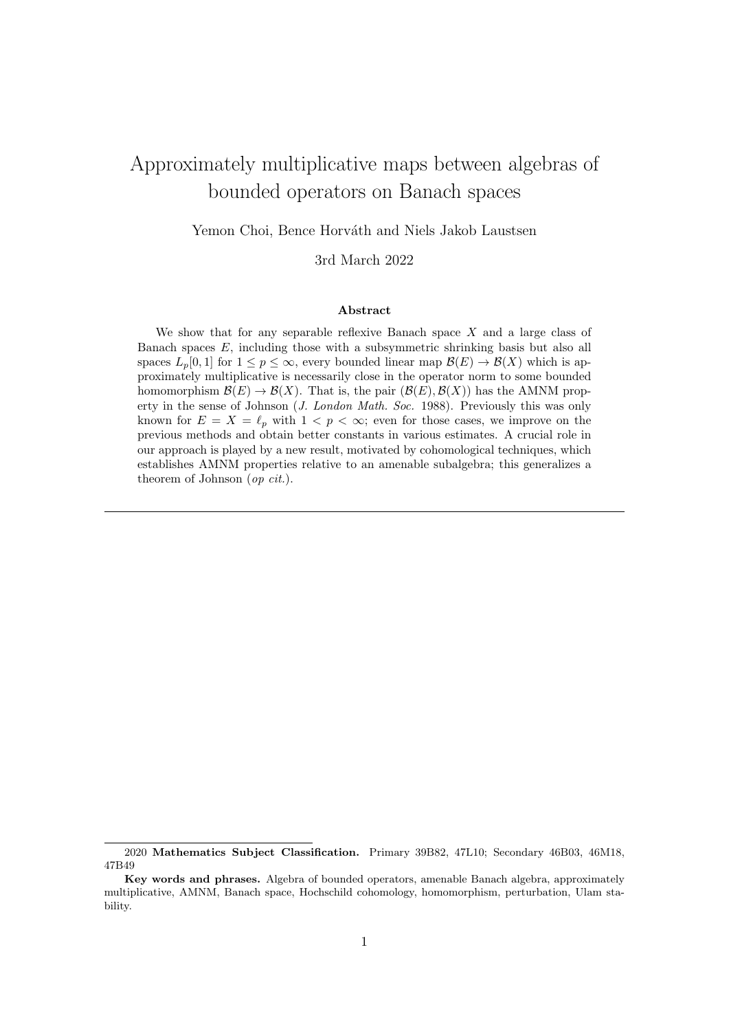# Approximately multiplicative maps between algebras of bounded operators on Banach spaces

Yemon Choi, Bence Horváth and Niels Jakob Laustsen

3rd March 2022

### Abstract

We show that for any separable reflexive Banach space $X$ and a large class of Banach spaces $E$, including those with a subsymmetric shrinking basis but also all spaces $L_p[0,1]$ for $1 \leq p \leq \infty$, every bounded linear map $\mathcal{B}(E) \to \mathcal{B}(X)$ which is approximately multiplicative is necessarily close in the operator norm to some bounded homomorphism $\mathcal{B}(E) \to \mathcal{B}(X)$. That is, the pair $(\mathcal{B}(E), \mathcal{B}(X))$ has the AMNM property in the sense of Johnson (*J. London Math. Soc.* 1988). Previously this was only known for $E = X = \ell_p$ with $1 < p < \infty$; even for those cases, we improve on the previous methods and obtain better constants in various estimates. A crucial role in our approach is played by a new result, motivated by cohomological techniques, which establishes AMNM properties relative to an amenable subalgebra; this generalizes a theorem of Johnson (*op cit.*).

---

2020 **Mathematics Subject Classification.** Primary 39B82, 47L10; Secondary 46B03, 46M18, 47B49

**Key words and phrases.** Algebra of bounded operators, amenable Banach algebra, approximately multiplicative, AMNM, Banach space, Hochschild cohomology, homomorphism, perturbation, Ulam stability.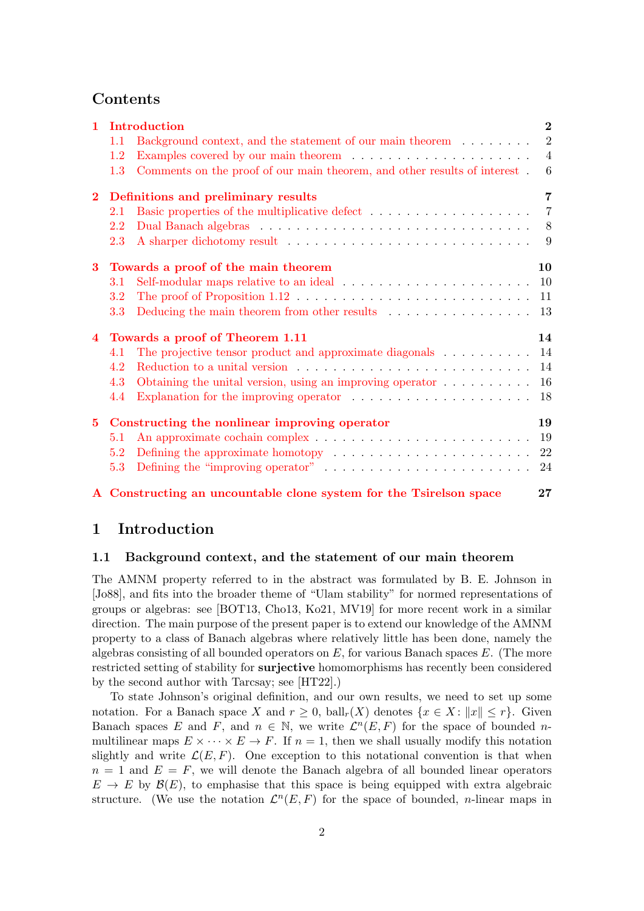## Contents

- **1 Introduction** — 2
  - 1.1 Background context, and the statement of our main theorem — 2
  - 1.2 Examples covered by our main theorem — 4
  - 1.3 Comments on the proof of our main theorem, and other results of interest — 6
- **2 Definitions and preliminary results** — 7
  - 2.1 Basic properties of the multiplicative defect — 7
  - 2.2 Dual Banach algebras — 8
  - 2.3 A sharper dichotomy result — 9
- **3 Towards a proof of the main theorem** — 10
  - 3.1 Self-modular maps relative to an ideal — 10
  - 3.2 The proof of Proposition 1.12 — 11
  - 3.3 Deducing the main theorem from other results — 13
- **4 Towards a proof of Theorem 1.11** — 14
  - 4.1 The projective tensor product and approximate diagonals — 14
  - 4.2 Reduction to a unital version — 14
  - 4.3 Obtaining the unital version, using an improving operator — 16
  - 4.4 Explanation for the improving operator — 18
- **5 Constructing the nonlinear improving operator** — 19
  - 5.1 An approximate cochain complex — 19
  - 5.2 Defining the approximate homotopy — 22
  - 5.3 Defining the "improving operator" — 24
- **A Constructing an uncountable clone system for the Tsirelson space** — 27

# 1 Introduction

## 1.1 Background context, and the statement of our main theorem

The AMNM property referred to in the abstract was formulated by B. E. Johnson in [Jo88], and fits into the broader theme of "Ulam stability" for normed representations of groups or algebras: see [BOT13, Cho13, Ko21, MV19] for more recent work in a similar direction. The main purpose of the present paper is to extend our knowledge of the AMNM property to a class of Banach algebras where relatively little has been done, namely the algebras consisting of all bounded operators on $E$, for various Banach spaces $E$. (The more restricted setting of stability for **surjective** homomorphisms has recently been considered by the second author with Tarcsay; see [HT22].)

To state Johnson's original definition, and our own results, we need to set up some notation. For a Banach space $X$ and $r \geq 0$, $\mathrm{ball}_r(X)$ denotes $\{x \in X : \|x\| \leq r\}$. Given Banach spaces $E$ and $F$, and $n \in \mathbb{N}$, we write $\mathcal{L}^n(E, F)$ for the space of bounded $n$-multilinear maps $E \times \cdots \times E \to F$. If $n = 1$, then we shall usually modify this notation slightly and write $\mathcal{L}(E, F)$. One exception to this notational convention is that when $n = 1$ and $E = F$, we will denote the Banach algebra of all bounded linear operators $E \to E$ by $\mathcal{B}(E)$, to emphasise that this space is being equipped with extra algebraic structure. (We use the notation $\mathcal{L}^n(E, F)$ for the space of bounded, $n$-linear maps in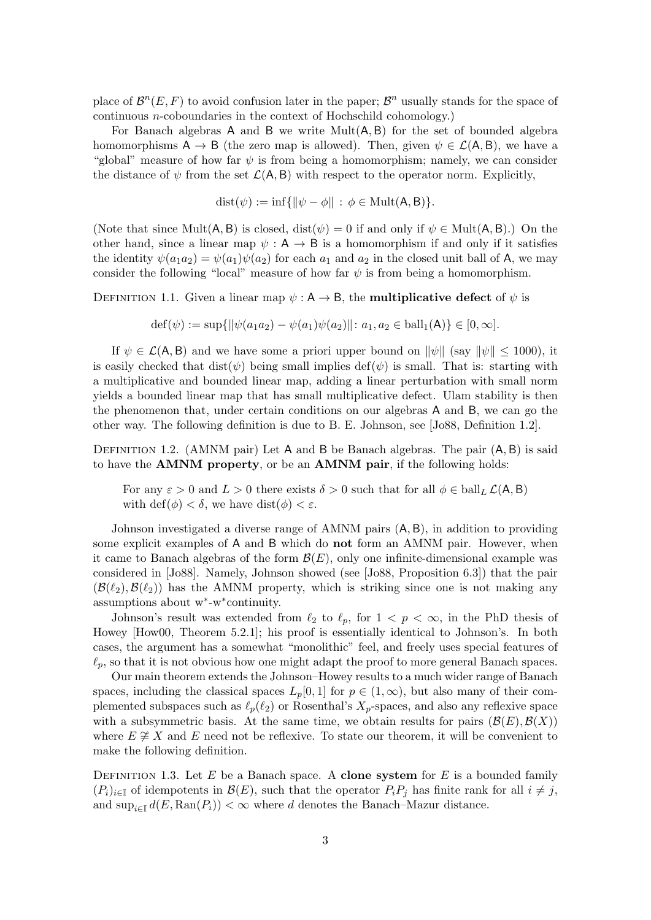place of $\mathcal{B}^n(E,F)$ to avoid confusion later in the paper; $\mathcal{B}^n$ usually stands for the space of continuous $n$-coboundaries in the context of Hochschild cohomology.)

For Banach algebras $\mathsf{A}$ and $\mathsf{B}$ we write $\mathrm{Mult}(\mathsf{A},\mathsf{B})$ for the set of bounded algebra homomorphisms $\mathsf{A} \to \mathsf{B}$ (the zero map is allowed). Then, given $\psi \in \mathcal{L}(\mathsf{A},\mathsf{B})$, we have a "global" measure of how far $\psi$ is from being a homomorphism; namely, we can consider the distance of $\psi$ from the set $\mathcal{L}(\mathsf{A},\mathsf{B})$ with respect to the operator norm. Explicitly,

$$\mathrm{dist}(\psi) := \inf\{\|\psi - \phi\| \, : \, \phi \in \mathrm{Mult}(\mathsf{A},\mathsf{B})\}.$$

(Note that since $\mathrm{Mult}(\mathsf{A},\mathsf{B})$ is closed, $\mathrm{dist}(\psi) = 0$ if and only if $\psi \in \mathrm{Mult}(\mathsf{A},\mathsf{B})$.) On the other hand, since a linear map $\psi : \mathsf{A} \to \mathsf{B}$ is a homomorphism if and only if it satisfies the identity $\psi(a_1a_2) = \psi(a_1)\psi(a_2)$ for each $a_1$ and $a_2$ in the closed unit ball of $\mathsf{A}$, we may consider the following "local" measure of how far $\psi$ is from being a homomorphism.

Definition 1.1. Given a linear map $\psi : \mathsf{A} \to \mathsf{B}$, the **multiplicative defect** of $\psi$ is

$$\mathrm{def}(\psi) := \sup\{\|\psi(a_1a_2) - \psi(a_1)\psi(a_2)\| \colon a_1, a_2 \in \mathrm{ball}_1(\mathsf{A})\} \in [0,\infty].$$

If $\psi \in \mathcal{L}(\mathsf{A},\mathsf{B})$ and we have some a priori upper bound on $\|\psi\|$ (say $\|\psi\| \leq 1000$), it is easily checked that $\mathrm{dist}(\psi)$ being small implies $\mathrm{def}(\psi)$ is small. That is: starting with a multiplicative and bounded linear map, adding a linear perturbation with small norm yields a bounded linear map that has small multiplicative defect. Ulam stability is then the phenomenon that, under certain conditions on our algebras $\mathsf{A}$ and $\mathsf{B}$, we can go the other way. The following definition is due to B. E. Johnson, see [Jo88, Definition 1.2].

Definition 1.2. (AMNM pair) Let $\mathsf{A}$ and $\mathsf{B}$ be Banach algebras. The pair $(\mathsf{A},\mathsf{B})$ is said to have the **AMNM property**, or be an **AMNM pair**, if the following holds:

> For any $\varepsilon > 0$ and $L > 0$ there exists $\delta > 0$ such that for all $\phi \in \mathrm{ball}_L\, \mathcal{L}(\mathsf{A},\mathsf{B})$ with $\mathrm{def}(\phi) < \delta$, we have $\mathrm{dist}(\phi) < \varepsilon$.

Johnson investigated a diverse range of AMNM pairs $(\mathsf{A},\mathsf{B})$, in addition to providing some explicit examples of $\mathsf{A}$ and $\mathsf{B}$ which do **not** form an AMNM pair. However, when it came to Banach algebras of the form $\mathcal{B}(E)$, only one infinite-dimensional example was considered in [Jo88]. Namely, Johnson showed (see [Jo88, Proposition 6.3]) that the pair $(\mathcal{B}(\ell_2), \mathcal{B}(\ell_2))$ has the AMNM property, which is striking since one is not making any assumptions about w$^*$-w$^*$continuity.

Johnson's result was extended from $\ell_2$ to $\ell_p$, for $1 < p < \infty$, in the PhD thesis of Howey [How00, Theorem 5.2.1]; his proof is essentially identical to Johnson's. In both cases, the argument has a somewhat "monolithic" feel, and freely uses special features of $\ell_p$, so that it is not obvious how one might adapt the proof to more general Banach spaces.

Our main theorem extends the Johnson–Howey results to a much wider range of Banach spaces, including the classical spaces $L_p[0,1]$ for $p \in (1,\infty)$, but also many of their complemented subspaces such as $\ell_p(\ell_2)$ or Rosenthal's $X_p$-spaces, and also any reflexive space with a subsymmetric basis. At the same time, we obtain results for pairs $(\mathcal{B}(E), \mathcal{B}(X))$ where $E \not\cong X$ and $E$ need not be reflexive. To state our theorem, it will be convenient to make the following definition.

Definition 1.3. Let $E$ be a Banach space. A **clone system** for $E$ is a bounded family $(P_i)_{i\in\mathbb{I}}$ of idempotents in $\mathcal{B}(E)$, such that the operator $P_iP_j$ has finite rank for all $i \neq j$, and $\sup_{i\in\mathbb{I}} d(E, \mathrm{Ran}(P_i)) < \infty$ where $d$ denotes the Banach–Mazur distance.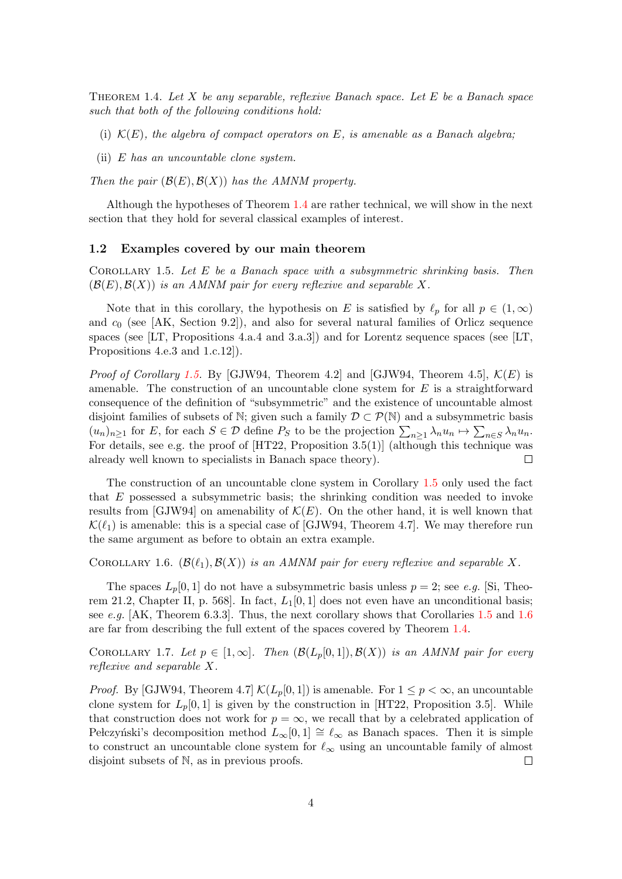Theorem 1.4. *Let $X$ be any separable, reflexive Banach space. Let $E$ be a Banach space such that both of the following conditions hold:*

(i) *$\mathcal{K}(E)$, the algebra of compact operators on $E$, is amenable as a Banach algebra;*

(ii) *$E$ has an uncountable clone system.*

*Then the pair $(\mathcal{B}(E), \mathcal{B}(X))$ has the AMNM property.*

Although the hypotheses of Theorem 1.4 are rather technical, we will show in the next section that they hold for several classical examples of interest.

### 1.2 Examples covered by our main theorem

Corollary 1.5. *Let $E$ be a Banach space with a subsymmetric shrinking basis. Then $(\mathcal{B}(E), \mathcal{B}(X))$ is an AMNM pair for every reflexive and separable $X$.*

Note that in this corollary, the hypothesis on $E$ is satisfied by $\ell_p$ for all $p \in (1, \infty)$ and $c_0$ (see [AK, Section 9.2]), and also for several natural families of Orlicz sequence spaces (see [LT, Propositions 4.a.4 and 3.a.3]) and for Lorentz sequence spaces (see [LT, Propositions 4.e.3 and 1.c.12]).

*Proof of Corollary 1.5.* By [GJW94, Theorem 4.2] and [GJW94, Theorem 4.5], $\mathcal{K}(E)$ is amenable. The construction of an uncountable clone system for $E$ is a straightforward consequence of the definition of "subsymmetric" and the existence of uncountable almost disjoint families of subsets of $\mathbb{N}$; given such a family $\mathcal{D} \subset \mathcal{P}(\mathbb{N})$ and a subsymmetric basis $(u_n)_{n \geq 1}$ for $E$, for each $S \in \mathcal{D}$ define $P_S$ to be the projection $\sum_{n \geq 1} \lambda_n u_n \mapsto \sum_{n \in S} \lambda_n u_n$. For details, see e.g. the proof of [HT22, Proposition 3.5(1)] (although this technique was already well known to specialists in Banach space theory). ◻

The construction of an uncountable clone system in Corollary 1.5 only used the fact that $E$ possessed a subsymmetric basis; the shrinking condition was needed to invoke results from [GJW94] on amenability of $\mathcal{K}(E)$. On the other hand, it is well known that $\mathcal{K}(\ell_1)$ is amenable: this is a special case of [GJW94, Theorem 4.7]. We may therefore run the same argument as before to obtain an extra example.

Corollary 1.6. *$(\mathcal{B}(\ell_1), \mathcal{B}(X))$ is an AMNM pair for every reflexive and separable $X$.*

The spaces $L_p[0, 1]$ do not have a subsymmetric basis unless $p = 2$; see *e.g.* [Si, Theorem 21.2, Chapter II, p. 568]. In fact, $L_1[0, 1]$ does not even have an unconditional basis; see *e.g.* [AK, Theorem 6.3.3]. Thus, the next corollary shows that Corollaries 1.5 and 1.6 are far from describing the full extent of the spaces covered by Theorem 1.4.

Corollary 1.7. *Let $p \in [1, \infty]$. Then $(\mathcal{B}(L_p[0, 1]), \mathcal{B}(X))$ is an AMNM pair for every reflexive and separable $X$.*

*Proof.* By [GJW94, Theorem 4.7] $\mathcal{K}(L_p[0, 1])$ is amenable. For $1 \leq p < \infty$, an uncountable clone system for $L_p[0, 1]$ is given by the construction in [HT22, Proposition 3.5]. While that construction does not work for $p = \infty$, we recall that by a celebrated application of Pełczyński's decomposition method $L_\infty[0, 1] \cong \ell_\infty$ as Banach spaces. Then it is simple to construct an uncountable clone system for $\ell_\infty$ using an uncountable family of almost disjoint subsets of $\mathbb{N}$, as in previous proofs. ◻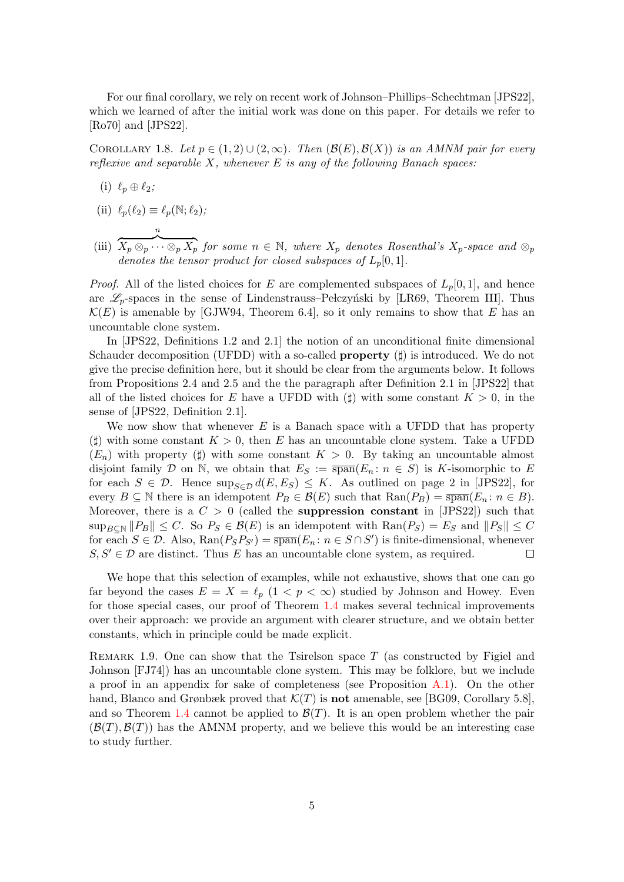For our final corollary, we rely on recent work of Johnson–Phillips–Schechtman [JPS22], which we learned of after the initial work was done on this paper. For details we refer to [Ro70] and [JPS22].

Corollary 1.8. *Let $p \in (1,2) \cup (2,\infty)$. Then $(\mathcal{B}(E), \mathcal{B}(X))$ is an AMNM pair for every reflexive and separable $X$, whenever $E$ is any of the following Banach spaces:*

- (i) $\ell_p \oplus \ell_2$;
- (ii) $\ell_p(\ell_2) \equiv \ell_p(\mathbb{N}; \ell_2)$;
- (iii) $\overbrace{X_p \otimes_p \cdots \otimes_p X_p}^{n}$ *for some $n \in \mathbb{N}$, where $X_p$ denotes Rosenthal's $X_p$-space and $\otimes_p$ denotes the tensor product for closed subspaces of $L_p[0,1]$.*

*Proof.* All of the listed choices for $E$ are complemented subspaces of $L_p[0,1]$, and hence are $\mathscr{L}_p$-spaces in the sense of Lindenstrauss–Pełczyński by [LR69, Theorem III]. Thus $\mathcal{K}(E)$ is amenable by [GJW94, Theorem 6.4], so it only remains to show that $E$ has an uncountable clone system.

In [JPS22, Definitions 1.2 and 2.1] the notion of an unconditional finite dimensional Schauder decomposition (UFDD) with a so-called **property** ($\sharp$) is introduced. We do not give the precise definition here, but it should be clear from the arguments below. It follows from Propositions 2.4 and 2.5 and the the paragraph after Definition 2.1 in [JPS22] that all of the listed choices for $E$ have a UFDD with ($\sharp$) with some constant $K > 0$, in the sense of [JPS22, Definition 2.1].

We now show that whenever $E$ is a Banach space with a UFDD that has property ($\sharp$) with some constant $K > 0$, then $E$ has an uncountable clone system. Take a UFDD $(E_n)$ with property ($\sharp$) with some constant $K > 0$. By taking an uncountable almost disjoint family $\mathcal{D}$ on $\mathbb{N}$, we obtain that $E_S := \overline{\operatorname{span}}(E_n \colon n \in S)$ is $K$-isomorphic to $E$ for each $S \in \mathcal{D}$. Hence $\sup_{S \in \mathcal{D}} d(E, E_S) \leq K$. As outlined on page 2 in [JPS22], for every $B \subseteq \mathbb{N}$ there is an idempotent $P_B \in \mathcal{B}(E)$ such that $\operatorname{Ran}(P_B) = \overline{\operatorname{span}}(E_n \colon n \in B)$. Moreover, there is a $C > 0$ (called the **suppression constant** in [JPS22]) such that $\sup_{B \subseteq \mathbb{N}} \|P_B\| \leq C$. So $P_S \in \mathcal{B}(E)$ is an idempotent with $\operatorname{Ran}(P_S) = E_S$ and $\|P_S\| \leq C$ for each $S \in \mathcal{D}$. Also, $\operatorname{Ran}(P_S P_{S'}) = \overline{\operatorname{span}}(E_n \colon n \in S \cap S')$ is finite-dimensional, whenever $S, S' \in \mathcal{D}$ are distinct. Thus $E$ has an uncountable clone system, as required. $\square$

We hope that this selection of examples, while not exhaustive, shows that one can go far beyond the cases $E = X = \ell_p$ $(1 < p < \infty)$ studied by Johnson and Howey. Even for those special cases, our proof of Theorem 1.4 makes several technical improvements over their approach: we provide an argument with clearer structure, and we obtain better constants, which in principle could be made explicit.

Remark 1.9. One can show that the Tsirelson space $T$ (as constructed by Figiel and Johnson [FJ74]) has an uncountable clone system. This may be folklore, but we include a proof in an appendix for sake of completeness (see Proposition A.1). On the other hand, Blanco and Grønbæk proved that $\mathcal{K}(T)$ is **not** amenable, see [BG09, Corollary 5.8], and so Theorem 1.4 cannot be applied to $\mathcal{B}(T)$. It is an open problem whether the pair $(\mathcal{B}(T), \mathcal{B}(T))$ has the AMNM property, and we believe this would be an interesting case to study further.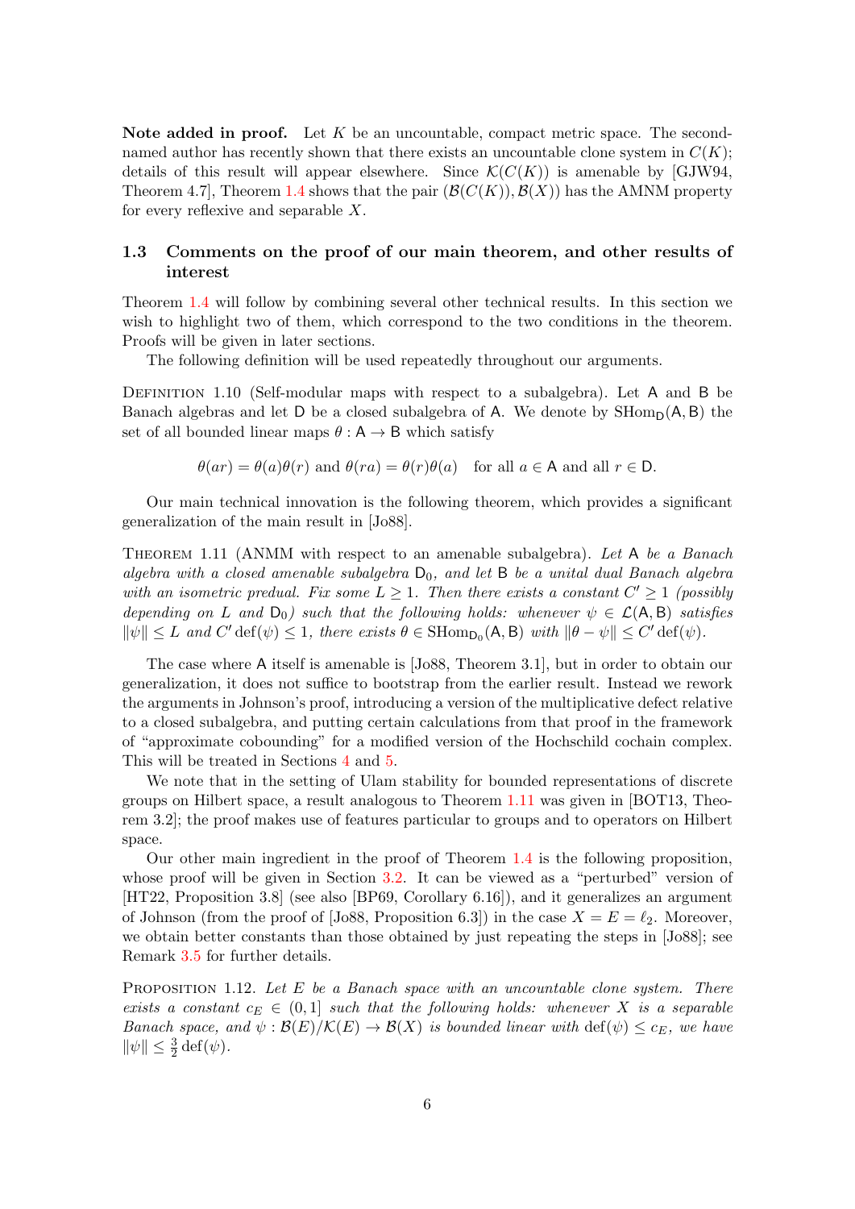**Note added in proof.** Let $K$ be an uncountable, compact metric space. The second-named author has recently shown that there exists an uncountable clone system in $C(K)$; details of this result will appear elsewhere. Since $\mathcal{K}(C(K))$ is amenable by [GJW94, Theorem 4.7], Theorem 1.4 shows that the pair $(\mathcal{B}(C(K)), \mathcal{B}(X))$ has the AMNM property for every reflexive and separable $X$.

### 1.3 Comments on the proof of our main theorem, and other results of interest

Theorem 1.4 will follow by combining several other technical results. In this section we wish to highlight two of them, which correspond to the two conditions in the theorem. Proofs will be given in later sections.

The following definition will be used repeatedly throughout our arguments.

Definition 1.10 (Self-modular maps with respect to a subalgebra). Let $\mathsf{A}$ and $\mathsf{B}$ be Banach algebras and let $\mathsf{D}$ be a closed subalgebra of $\mathsf{A}$. We denote by $\operatorname{SHom}_{\mathsf{D}}(\mathsf{A}, \mathsf{B})$ the set of all bounded linear maps $\theta : \mathsf{A} \to \mathsf{B}$ which satisfy

$$\theta(ar) = \theta(a)\theta(r) \text{ and } \theta(ra) = \theta(r)\theta(a) \quad \text{for all } a \in \mathsf{A} \text{ and all } r \in \mathsf{D}.$$

Our main technical innovation is the following theorem, which provides a significant generalization of the main result in [Jo88].

Theorem 1.11 (ANMM with respect to an amenable subalgebra). *Let $\mathsf{A}$ be a Banach algebra with a closed amenable subalgebra $\mathsf{D}_0$, and let $\mathsf{B}$ be a unital dual Banach algebra with an isometric predual. Fix some $L \geq 1$. Then there exists a constant $C' \geq 1$ (possibly depending on $L$ and $\mathsf{D}_0$) such that the following holds: whenever $\psi \in \mathcal{L}(\mathsf{A}, \mathsf{B})$ satisfies $\|\psi\| \leq L$ and $C' \operatorname{def}(\psi) \leq 1$, there exists $\theta \in \operatorname{SHom}_{\mathsf{D}_0}(\mathsf{A}, \mathsf{B})$ with $\|\theta - \psi\| \leq C' \operatorname{def}(\psi)$.*

The case where $\mathsf{A}$ itself is amenable is [Jo88, Theorem 3.1], but in order to obtain our generalization, it does not suffice to bootstrap from the earlier result. Instead we rework the arguments in Johnson's proof, introducing a version of the multiplicative defect relative to a closed subalgebra, and putting certain calculations from that proof in the framework of "approximate cobounding" for a modified version of the Hochschild cochain complex. This will be treated in Sections 4 and 5.

We note that in the setting of Ulam stability for bounded representations of discrete groups on Hilbert space, a result analogous to Theorem 1.11 was given in [BOT13, Theorem 3.2]; the proof makes use of features particular to groups and to operators on Hilbert space.

Our other main ingredient in the proof of Theorem 1.4 is the following proposition, whose proof will be given in Section 3.2. It can be viewed as a "perturbed" version of [HT22, Proposition 3.8] (see also [BP69, Corollary 6.16]), and it generalizes an argument of Johnson (from the proof of [Jo88, Proposition 6.3]) in the case $X = E = \ell_2$. Moreover, we obtain better constants than those obtained by just repeating the steps in [Jo88]; see Remark 3.5 for further details.

Proposition 1.12. *Let $E$ be a Banach space with an uncountable clone system. There exists a constant $c_E \in (0, 1]$ such that the following holds: whenever $X$ is a separable Banach space, and $\psi : \mathcal{B}(E)/\mathcal{K}(E) \to \mathcal{B}(X)$ is bounded linear with $\operatorname{def}(\psi) \leq c_E$, we have $\|\psi\| \leq \frac{3}{2} \operatorname{def}(\psi)$.*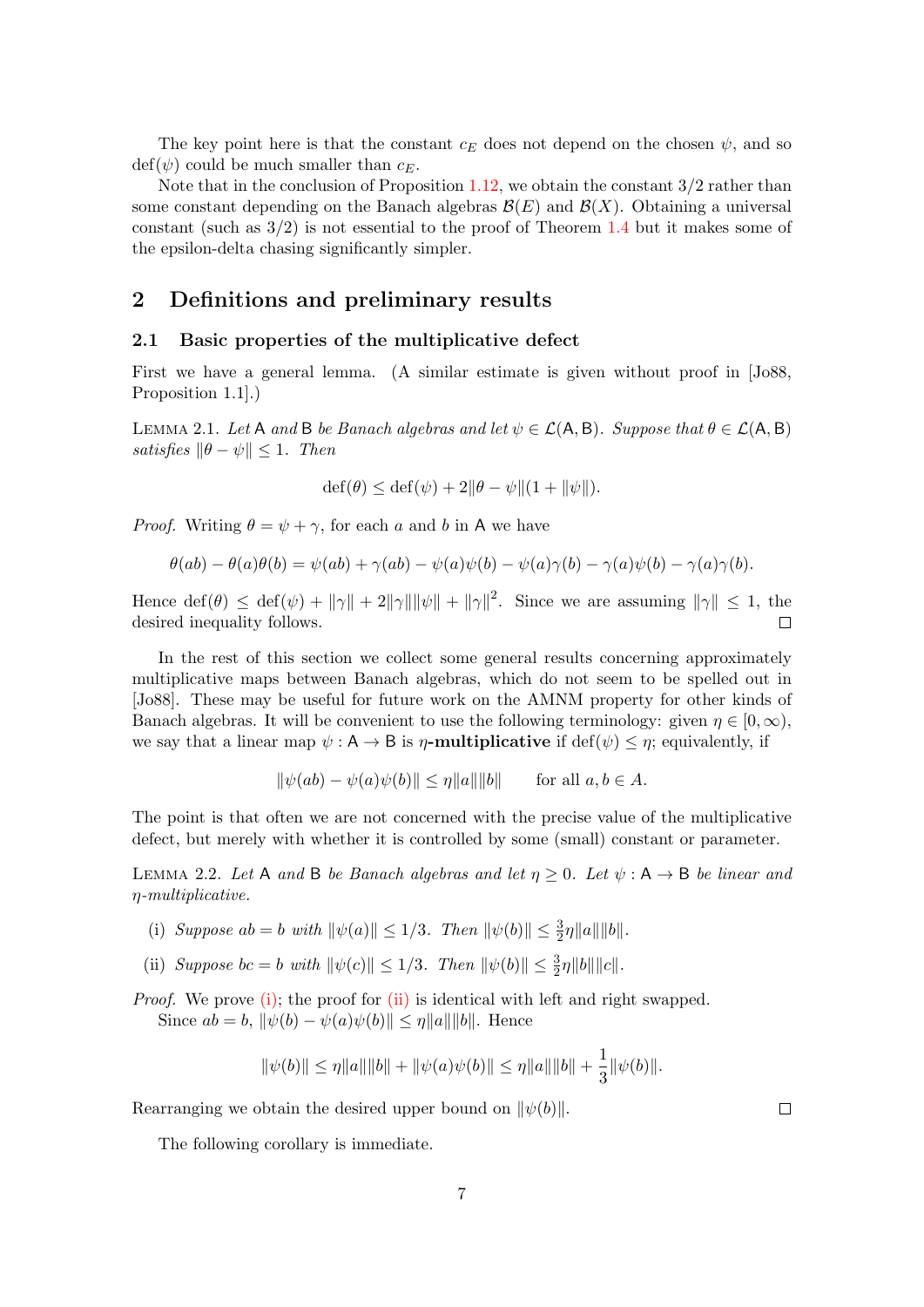The key point here is that the constant $c_E$ does not depend on the chosen $\psi$, and so $\operatorname{def}(\psi)$ could be much smaller than $c_E$.

Note that in the conclusion of Proposition 1.12, we obtain the constant $3/2$ rather than some constant depending on the Banach algebras $\mathcal{B}(E)$ and $\mathcal{B}(X)$. Obtaining a universal constant (such as $3/2$) is not essential to the proof of Theorem 1.4 but it makes some of the epsilon-delta chasing significantly simpler.

## 2 Definitions and preliminary results

### 2.1 Basic properties of the multiplicative defect

First we have a general lemma. (A similar estimate is given without proof in [Jo88, Proposition 1.1].)

Lemma 2.1. *Let $\mathsf{A}$ and $\mathsf{B}$ be Banach algebras and let $\psi \in \mathcal{L}(\mathsf{A}, \mathsf{B})$. Suppose that $\theta \in \mathcal{L}(\mathsf{A}, \mathsf{B})$ satisfies $\|\theta - \psi\| \leq 1$. Then*

$$\operatorname{def}(\theta) \leq \operatorname{def}(\psi) + 2\|\theta - \psi\|(1 + \|\psi\|).$$

*Proof.* Writing $\theta = \psi + \gamma$, for each $a$ and $b$ in $\mathsf{A}$ we have

$$\theta(ab) - \theta(a)\theta(b) = \psi(ab) + \gamma(ab) - \psi(a)\psi(b) - \psi(a)\gamma(b) - \gamma(a)\psi(b) - \gamma(a)\gamma(b).$$

Hence $\operatorname{def}(\theta) \leq \operatorname{def}(\psi) + \|\gamma\| + 2\|\gamma\|\|\psi\| + \|\gamma\|^2$. Since we are assuming $\|\gamma\| \leq 1$, the desired inequality follows. $\square$

In the rest of this section we collect some general results concerning approximately multiplicative maps between Banach algebras, which do not seem to be spelled out in [Jo88]. These may be useful for future work on the AMNM property for other kinds of Banach algebras. It will be convenient to use the following terminology: given $\eta \in [0, \infty)$, we say that a linear map $\psi : \mathsf{A} \to \mathsf{B}$ is **$\eta$-multiplicative** if $\operatorname{def}(\psi) \leq \eta$; equivalently, if

$$\|\psi(ab) - \psi(a)\psi(b)\| \leq \eta\|a\|\|b\| \qquad \text{for all } a, b \in A.$$

The point is that often we are not concerned with the precise value of the multiplicative defect, but merely with whether it is controlled by some (small) constant or parameter.

Lemma 2.2. *Let $\mathsf{A}$ and $\mathsf{B}$ be Banach algebras and let $\eta \geq 0$. Let $\psi : \mathsf{A} \to \mathsf{B}$ be linear and $\eta$-multiplicative.*

(i) *Suppose $ab = b$ with $\|\psi(a)\| \leq 1/3$. Then $\|\psi(b)\| \leq \frac{3}{2}\eta\|a\|\|b\|$.*

(ii) *Suppose $bc = b$ with $\|\psi(c)\| \leq 1/3$. Then $\|\psi(b)\| \leq \frac{3}{2}\eta\|b\|\|c\|$.*

*Proof.* We prove (i); the proof for (ii) is identical with left and right swapped.

Since $ab = b$, $\|\psi(b) - \psi(a)\psi(b)\| \leq \eta\|a\|\|b\|$. Hence

$$\|\psi(b)\| \leq \eta\|a\|\|b\| + \|\psi(a)\psi(b)\| \leq \eta\|a\|\|b\| + \frac{1}{3}\|\psi(b)\|.$$

Rearranging we obtain the desired upper bound on $\|\psi(b)\|$. $\square$

The following corollary is immediate.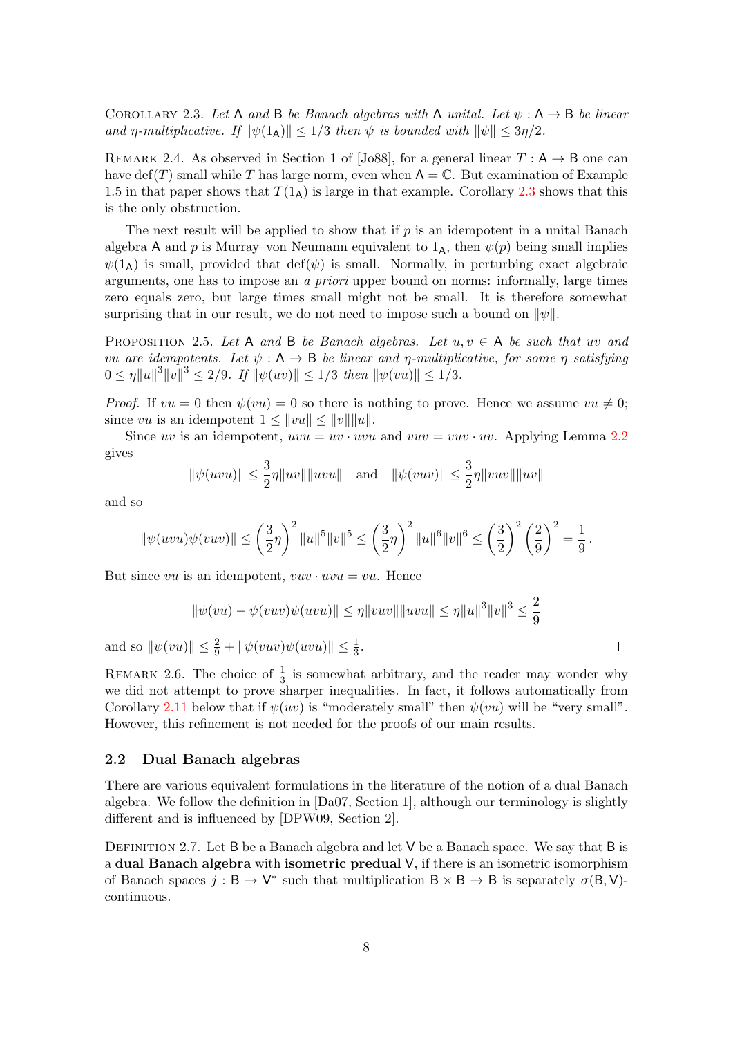Corollary 2.3. *Let* $\mathsf{A}$ *and* $\mathsf{B}$ *be Banach algebras with* $\mathsf{A}$ *unital. Let* $\psi : \mathsf{A} \to \mathsf{B}$ *be linear and* $\eta$*-multiplicative. If* $\|\psi(1_{\mathsf{A}})\| \leq 1/3$ *then* $\psi$ *is bounded with* $\|\psi\| \leq 3\eta/2$*.*

Remark 2.4. As observed in Section 1 of [Jo88], for a general linear $T : \mathsf{A} \to \mathsf{B}$ one can have $\operatorname{def}(T)$ small while $T$ has large norm, even when $\mathsf{A} = \mathbb{C}$. But examination of Example 1.5 in that paper shows that $T(1_{\mathsf{A}})$ is large in that example. Corollary 2.3 shows that this is the only obstruction.

The next result will be applied to show that if $p$ is an idempotent in a unital Banach algebra $\mathsf{A}$ and $p$ is Murray–von Neumann equivalent to $1_{\mathsf{A}}$, then $\psi(p)$ being small implies $\psi(1_{\mathsf{A}})$ is small, provided that $\operatorname{def}(\psi)$ is small. Normally, in perturbing exact algebraic arguments, one has to impose an *a priori* upper bound on norms: informally, large times zero equals zero, but large times small might not be small. It is therefore somewhat surprising that in our result, we do not need to impose such a bound on $\|\psi\|$.

Proposition 2.5. *Let* $\mathsf{A}$ *and* $\mathsf{B}$ *be Banach algebras. Let* $u, v \in \mathsf{A}$ *be such that* $uv$ *and* $vu$ *are idempotents. Let* $\psi : \mathsf{A} \to \mathsf{B}$ *be linear and* $\eta$*-multiplicative, for some* $\eta$ *satisfying* $0 \leq \eta\|u\|^3\|v\|^3 \leq 2/9$*. If* $\|\psi(uv)\| \leq 1/3$ *then* $\|\psi(vu)\| \leq 1/3$*.*

*Proof.* If $vu = 0$ then $\psi(vu) = 0$ so there is nothing to prove. Hence we assume $vu \neq 0$; since $vu$ is an idempotent $1 \leq \|vu\| \leq \|v\|\|u\|$.

Since $uv$ is an idempotent, $uvu = uv \cdot uvu$ and $vuv = vuv \cdot uv$. Applying Lemma 2.2 gives

$$\|\psi(uvu)\| \leq \frac{3}{2}\eta\|uv\|\|uvu\| \quad \text{and} \quad \|\psi(vuv)\| \leq \frac{3}{2}\eta\|vuv\|\|uv\|$$

and so

$$\|\psi(uvu)\psi(vuv)\| \leq \left(\frac{3}{2}\eta\right)^2 \|u\|^5\|v\|^5 \leq \left(\frac{3}{2}\eta\right)^2 \|u\|^6\|v\|^6 \leq \left(\frac{3}{2}\right)^2 \left(\frac{2}{9}\right)^2 = \frac{1}{9}\,.$$

But since $vu$ is an idempotent, $vuv \cdot uvu = vu$. Hence

$$\|\psi(vu) - \psi(vuv)\psi(uvu)\| \leq \eta\|vuv\|\|uvu\| \leq \eta\|u\|^3\|v\|^3 \leq \frac{2}{9}$$

and so $\|\psi(vu)\| \leq \frac{2}{9} + \|\psi(vuv)\psi(uvu)\| \leq \frac{1}{3}$. ∎

Remark 2.6. The choice of $\frac{1}{3}$ is somewhat arbitrary, and the reader may wonder why we did not attempt to prove sharper inequalities. In fact, it follows automatically from Corollary 2.11 below that if $\psi(uv)$ is "moderately small" then $\psi(vu)$ will be "very small". However, this refinement is not needed for the proofs of our main results.

## 2.2 Dual Banach algebras

There are various equivalent formulations in the literature of the notion of a dual Banach algebra. We follow the definition in [Da07, Section 1], although our terminology is slightly different and is influenced by [DPW09, Section 2].

Definition 2.7. Let $\mathsf{B}$ be a Banach algebra and let $\mathsf{V}$ be a Banach space. We say that $\mathsf{B}$ is a **dual Banach algebra** with **isometric predual** $\mathsf{V}$, if there is an isometric isomorphism of Banach spaces $j : \mathsf{B} \to \mathsf{V}^*$ such that multiplication $\mathsf{B} \times \mathsf{B} \to \mathsf{B}$ is separately $\sigma(\mathsf{B}, \mathsf{V})$-continuous.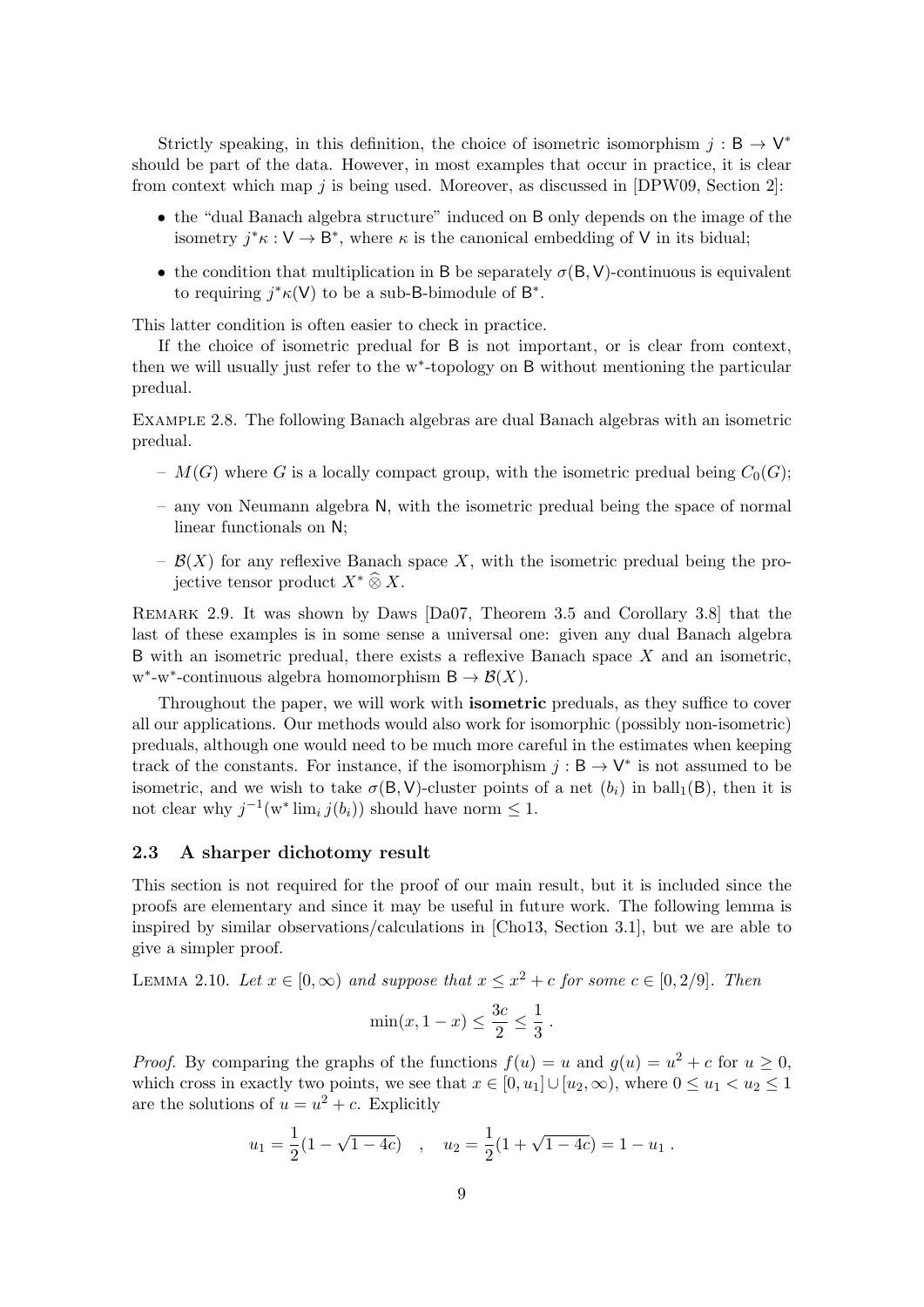Strictly speaking, in this definition, the choice of isometric isomorphism $j : \mathsf{B} \to \mathsf{V}^*$ should be part of the data. However, in most examples that occur in practice, it is clear from context which map $j$ is being used. Moreover, as discussed in [DPW09, Section 2]:

- the "dual Banach algebra structure" induced on $\mathsf{B}$ only depends on the image of the isometry $j^*\kappa : \mathsf{V} \to \mathsf{B}^*$, where $\kappa$ is the canonical embedding of $\mathsf{V}$ in its bidual;
- the condition that multiplication in $\mathsf{B}$ be separately $\sigma(\mathsf{B}, \mathsf{V})$-continuous is equivalent to requiring $j^*\kappa(\mathsf{V})$ to be a sub-$\mathsf{B}$-bimodule of $\mathsf{B}^*$.

This latter condition is often easier to check in practice.

If the choice of isometric predual for $\mathsf{B}$ is not important, or is clear from context, then we will usually just refer to the w$^*$-topology on $\mathsf{B}$ without mentioning the particular predual.

Example 2.8. The following Banach algebras are dual Banach algebras with an isometric predual.

– $M(G)$ where $G$ is a locally compact group, with the isometric predual being $C_0(G)$;

– any von Neumann algebra $\mathsf{N}$, with the isometric predual being the space of normal linear functionals on $\mathsf{N}$;

– $\mathcal{B}(X)$ for any reflexive Banach space $X$, with the isometric predual being the projective tensor product $X^* \mathbin{\widehat{\otimes}} X$.

Remark 2.9. It was shown by Daws [Da07, Theorem 3.5 and Corollary 3.8] that the last of these examples is in some sense a universal one: given any dual Banach algebra $\mathsf{B}$ with an isometric predual, there exists a reflexive Banach space $X$ and an isometric, w$^*$-w$^*$-continuous algebra homomorphism $\mathsf{B} \to \mathcal{B}(X)$.

Throughout the paper, we will work with **isometric** preduals, as they suffice to cover all our applications. Our methods would also work for isomorphic (possibly non-isometric) preduals, although one would need to be much more careful in the estimates when keeping track of the constants. For instance, if the isomorphism $j : \mathsf{B} \to \mathsf{V}^*$ is not assumed to be isometric, and we wish to take $\sigma(\mathsf{B}, \mathsf{V})$-cluster points of a net $(b_i)$ in $\mathrm{ball}_1(\mathsf{B})$, then it is not clear why $j^{-1}(\mathrm{w}^* \lim_i j(b_i))$ should have norm $\leq 1$.

### 2.3 A sharper dichotomy result

This section is not required for the proof of our main result, but it is included since the proofs are elementary and since it may be useful in future work. The following lemma is inspired by similar observations/calculations in [Cho13, Section 3.1], but we are able to give a simpler proof.

Lemma 2.10. *Let $x \in [0, \infty)$ and suppose that $x \leq x^2 + c$ for some $c \in [0, 2/9]$. Then*

$$\min(x, 1 - x) \leq \frac{3c}{2} \leq \frac{1}{3} .$$

*Proof.* By comparing the graphs of the functions $f(u) = u$ and $g(u) = u^2 + c$ for $u \geq 0$, which cross in exactly two points, we see that $x \in [0, u_1] \cup [u_2, \infty)$, where $0 \leq u_1 < u_2 \leq 1$ are the solutions of $u = u^2 + c$. Explicitly

$$u_1 = \frac{1}{2}(1 - \sqrt{1 - 4c}) \quad , \quad u_2 = \frac{1}{2}(1 + \sqrt{1 - 4c}) = 1 - u_1 .$$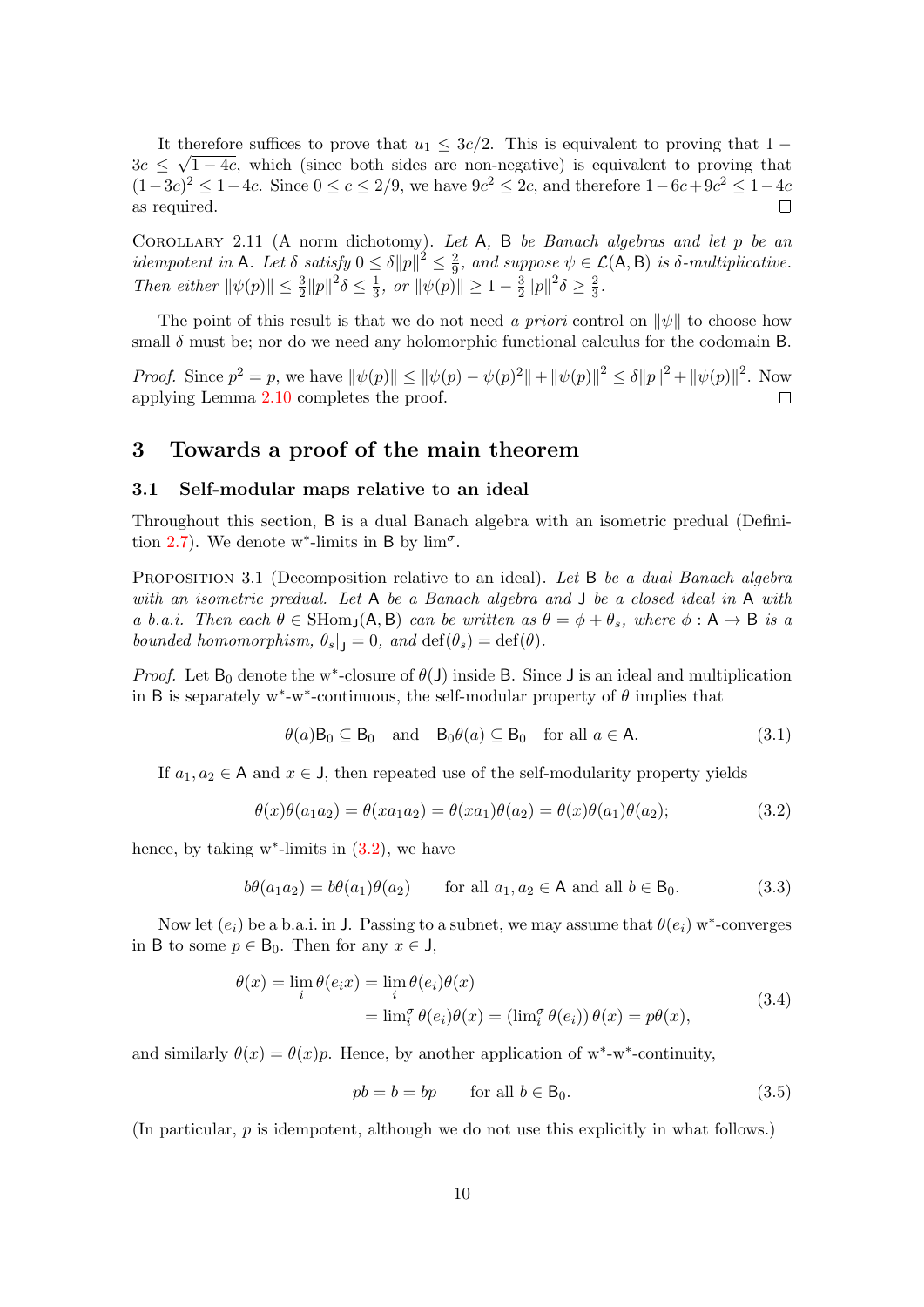It therefore suffices to prove that $u_1 \leq 3c/2$. This is equivalent to proving that $1 - 3c \leq \sqrt{1-4c}$, which (since both sides are non-negative) is equivalent to proving that $(1-3c)^2 \leq 1-4c$. Since $0 \leq c \leq 2/9$, we have $9c^2 \leq 2c$, and therefore $1-6c+9c^2 \leq 1-4c$ as required. ☐

Corollary 2.11 (A norm dichotomy). *Let* $\mathsf{A}$, $\mathsf{B}$ *be Banach algebras and let* $p$ *be an idempotent in* $\mathsf{A}$. *Let* $\delta$ *satisfy* $0 \leq \delta\|p\|^2 \leq \frac{2}{9}$, *and suppose* $\psi \in \mathcal{L}(\mathsf{A}, \mathsf{B})$ *is* $\delta$*-multiplicative. Then either* $\|\psi(p)\| \leq \frac{3}{2}\|p\|^2\delta \leq \frac{1}{3}$, *or* $\|\psi(p)\| \geq 1 - \frac{3}{2}\|p\|^2\delta \geq \frac{2}{3}$.

The point of this result is that we do not need *a priori* control on $\|\psi\|$ to choose how small $\delta$ must be; nor do we need any holomorphic functional calculus for the codomain $\mathsf{B}$.

*Proof.* Since $p^2 = p$, we have $\|\psi(p)\| \leq \|\psi(p) - \psi(p)^2\| + \|\psi(p)\|^2 \leq \delta\|p\|^2 + \|\psi(p)\|^2$. Now applying Lemma 2.10 completes the proof. ☐

# 3 Towards a proof of the main theorem

## 3.1 Self-modular maps relative to an ideal

Throughout this section, $\mathsf{B}$ is a dual Banach algebra with an isometric predual (Definition 2.7). We denote w*-limits in $\mathsf{B}$ by $\lim^\sigma$.

Proposition 3.1 (Decomposition relative to an ideal). *Let* $\mathsf{B}$ *be a dual Banach algebra with an isometric predual. Let* $\mathsf{A}$ *be a Banach algebra and* $\mathsf{J}$ *be a closed ideal in* $\mathsf{A}$ *with a b.a.i. Then each* $\theta \in \mathrm{SHom}_{\mathsf{J}}(\mathsf{A}, \mathsf{B})$ *can be written as* $\theta = \phi + \theta_s$, *where* $\phi : \mathsf{A} \to \mathsf{B}$ *is a bounded homomorphism,* $\theta_s|_{\mathsf{J}} = 0$, *and* $\mathrm{def}(\theta_s) = \mathrm{def}(\theta)$.

*Proof.* Let $\mathsf{B}_0$ denote the w*-closure of $\theta(\mathsf{J})$ inside $\mathsf{B}$. Since $\mathsf{J}$ is an ideal and multiplication in $\mathsf{B}$ is separately w*-w*-continuous, the self-modular property of $\theta$ implies that

$$\theta(a)\mathsf{B}_0 \subseteq \mathsf{B}_0 \quad \text{and} \quad \mathsf{B}_0\theta(a) \subseteq \mathsf{B}_0 \quad \text{for all } a \in \mathsf{A}. \tag{3.1}$$

If $a_1, a_2 \in \mathsf{A}$ and $x \in \mathsf{J}$, then repeated use of the self-modularity property yields

$$\theta(x)\theta(a_1a_2) = \theta(xa_1a_2) = \theta(xa_1)\theta(a_2) = \theta(x)\theta(a_1)\theta(a_2); \tag{3.2}$$

hence, by taking w*-limits in (3.2), we have

$$b\theta(a_1a_2) = b\theta(a_1)\theta(a_2) \qquad \text{for all } a_1, a_2 \in \mathsf{A} \text{ and all } b \in \mathsf{B}_0. \tag{3.3}$$

Now let $(e_i)$ be a b.a.i. in $\mathsf{J}$. Passing to a subnet, we may assume that $\theta(e_i)$ w*-converges in $\mathsf{B}$ to some $p \in \mathsf{B}_0$. Then for any $x \in \mathsf{J}$,

$$\begin{aligned}\theta(x) = \lim_i \theta(e_i x) &= \lim_i \theta(e_i)\theta(x) \\ &= \lim_i^\sigma \theta(e_i)\theta(x) = \left(\lim_i^\sigma \theta(e_i)\right)\theta(x) = p\theta(x),\end{aligned} \tag{3.4}$$

and similarly $\theta(x) = \theta(x)p$. Hence, by another application of w*-w*-continuity,

$$pb = b = bp \qquad \text{for all } b \in \mathsf{B}_0. \tag{3.5}$$

(In particular, $p$ is idempotent, although we do not use this explicitly in what follows.)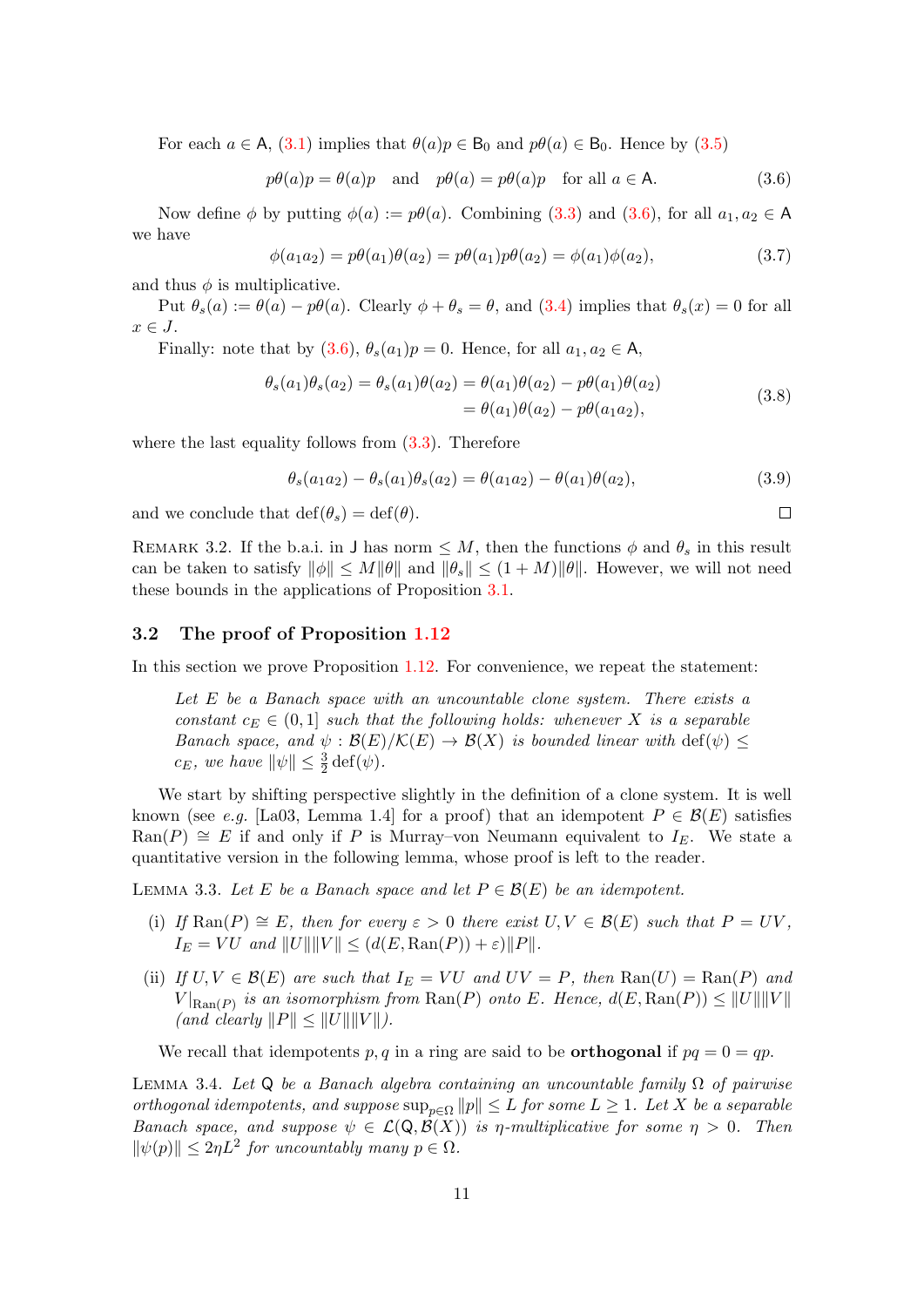For each $a \in \mathsf{A}$, (3.1) implies that $\theta(a)p \in \mathsf{B}_0$ and $p\theta(a) \in \mathsf{B}_0$. Hence by (3.5)

$$p\theta(a)p = \theta(a)p \quad \text{and} \quad p\theta(a) = p\theta(a)p \quad \text{for all } a \in \mathsf{A}. \tag{3.6}$$

Now define $\phi$ by putting $\phi(a) := p\theta(a)$. Combining (3.3) and (3.6), for all $a_1, a_2 \in \mathsf{A}$ we have

$$\phi(a_1 a_2) = p\theta(a_1)\theta(a_2) = p\theta(a_1)p\theta(a_2) = \phi(a_1)\phi(a_2), \tag{3.7}$$

and thus $\phi$ is multiplicative.

Put $\theta_s(a) := \theta(a) - p\theta(a)$. Clearly $\phi + \theta_s = \theta$, and (3.4) implies that $\theta_s(x) = 0$ for all $x \in J$.

Finally: note that by (3.6), $\theta_s(a_1)p = 0$. Hence, for all $a_1, a_2 \in \mathsf{A}$,

$$\begin{aligned} \theta_s(a_1)\theta_s(a_2) = \theta_s(a_1)\theta(a_2) &= \theta(a_1)\theta(a_2) - p\theta(a_1)\theta(a_2) \\ &= \theta(a_1)\theta(a_2) - p\theta(a_1 a_2), \end{aligned} \tag{3.8}$$

where the last equality follows from (3.3). Therefore

$$\theta_s(a_1 a_2) - \theta_s(a_1)\theta_s(a_2) = \theta(a_1 a_2) - \theta(a_1)\theta(a_2), \tag{3.9}$$

and we conclude that $\operatorname{def}(\theta_s) = \operatorname{def}(\theta)$. ☐

Remark 3.2. If the b.a.i. in $\mathsf{J}$ has norm $\leq M$, then the functions $\phi$ and $\theta_s$ in this result can be taken to satisfy $\|\phi\| \leq M\|\theta\|$ and $\|\theta_s\| \leq (1+M)\|\theta\|$. However, we will not need these bounds in the applications of Proposition 3.1.

## 3.2 The proof of Proposition 1.12

In this section we prove Proposition 1.12. For convenience, we repeat the statement:

> *Let $E$ be a Banach space with an uncountable clone system. There exists a constant $c_E \in (0,1]$ such that the following holds: whenever $X$ is a separable Banach space, and $\psi : \mathcal{B}(E)/\mathcal{K}(E) \to \mathcal{B}(X)$ is bounded linear with $\operatorname{def}(\psi) \leq c_E$, we have $\|\psi\| \leq \frac{3}{2}\operatorname{def}(\psi)$.*

We start by shifting perspective slightly in the definition of a clone system. It is well known (see *e.g.* [La03, Lemma 1.4] for a proof) that an idempotent $P \in \mathcal{B}(E)$ satisfies $\operatorname{Ran}(P) \cong E$ if and only if $P$ is Murray–von Neumann equivalent to $I_E$. We state a quantitative version in the following lemma, whose proof is left to the reader.

Lemma 3.3. *Let $E$ be a Banach space and let $P \in \mathcal{B}(E)$ be an idempotent.*

- (i) *If $\operatorname{Ran}(P) \cong E$, then for every $\varepsilon > 0$ there exist $U, V \in \mathcal{B}(E)$ such that $P = UV$, $I_E = VU$ and $\|U\|\|V\| \leq (d(E, \operatorname{Ran}(P)) + \varepsilon)\|P\|$.*
- (ii) *If $U, V \in \mathcal{B}(E)$ are such that $I_E = VU$ and $UV = P$, then $\operatorname{Ran}(U) = \operatorname{Ran}(P)$ and $V|_{\operatorname{Ran}(P)}$ is an isomorphism from $\operatorname{Ran}(P)$ onto $E$. Hence, $d(E, \operatorname{Ran}(P)) \leq \|U\|\|V\|$ (and clearly $\|P\| \leq \|U\|\|V\|$).*

We recall that idempotents $p, q$ in a ring are said to be **orthogonal** if $pq = 0 = qp$.

Lemma 3.4. *Let $\mathsf{Q}$ be a Banach algebra containing an uncountable family $\Omega$ of pairwise orthogonal idempotents, and suppose $\sup_{p\in\Omega}\|p\| \leq L$ for some $L \geq 1$. Let $X$ be a separable Banach space, and suppose $\psi \in \mathcal{L}(\mathsf{Q}, \mathcal{B}(X))$ is $\eta$-multiplicative for some $\eta > 0$. Then $\|\psi(p)\| \leq 2\eta L^2$ for uncountably many $p \in \Omega$.*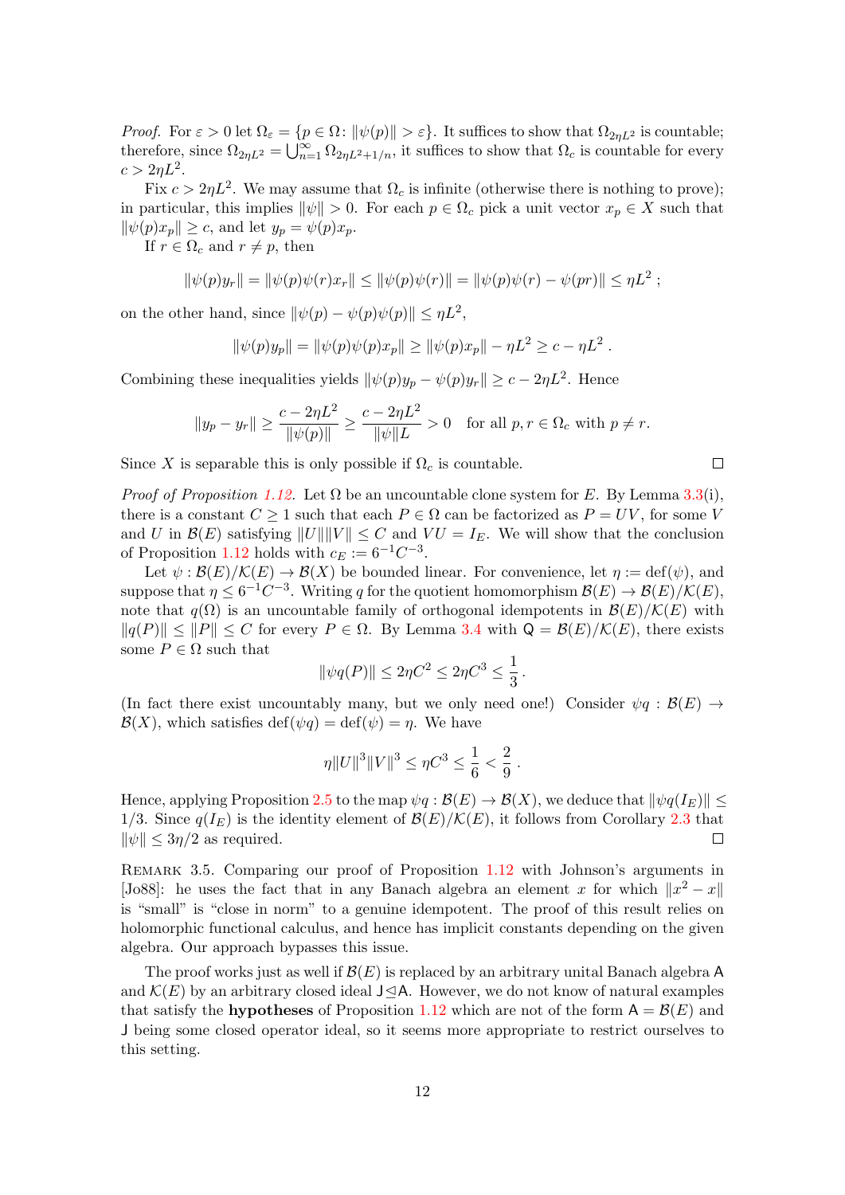*Proof.* For $\varepsilon > 0$ let $\Omega_\varepsilon = \{p \in \Omega \colon \|\psi(p)\| > \varepsilon\}$. It suffices to show that $\Omega_{2\eta L^2}$ is countable; therefore, since $\Omega_{2\eta L^2} = \bigcup_{n=1}^\infty \Omega_{2\eta L^2 + 1/n}$, it suffices to show that $\Omega_c$ is countable for every $c > 2\eta L^2$.

Fix $c > 2\eta L^2$. We may assume that $\Omega_c$ is infinite (otherwise there is nothing to prove); in particular, this implies $\|\psi\| > 0$. For each $p \in \Omega_c$ pick a unit vector $x_p \in X$ such that $\|\psi(p)x_p\| \geq c$, and let $y_p = \psi(p)x_p$.

If $r \in \Omega_c$ and $r \neq p$, then

$$\|\psi(p)y_r\| = \|\psi(p)\psi(r)x_r\| \leq \|\psi(p)\psi(r)\| = \|\psi(p)\psi(r) - \psi(pr)\| \leq \eta L^2 \ ;$$

on the other hand, since $\|\psi(p) - \psi(p)\psi(p)\| \leq \eta L^2$,

$$\|\psi(p)y_p\| = \|\psi(p)\psi(p)x_p\| \geq \|\psi(p)x_p\| - \eta L^2 \geq c - \eta L^2 \ .$$

Combining these inequalities yields $\|\psi(p)y_p - \psi(p)y_r\| \geq c - 2\eta L^2$. Hence

$$\|y_p - y_r\| \geq \frac{c - 2\eta L^2}{\|\psi(p)\|} \geq \frac{c - 2\eta L^2}{\|\psi\| L} > 0 \quad \text{for all } p, r \in \Omega_c \text{ with } p \neq r.$$

Since $X$ is separable this is only possible if $\Omega_c$ is countable. $\square$

*Proof of Proposition 1.12.* Let $\Omega$ be an uncountable clone system for $E$. By Lemma 3.3(i), there is a constant $C \geq 1$ such that each $P \in \Omega$ can be factorized as $P = UV$, for some $V$ and $U$ in $\mathcal{B}(E)$ satisfying $\|U\|\|V\| \leq C$ and $VU = I_E$. We will show that the conclusion of Proposition 1.12 holds with $c_E := 6^{-1}C^{-3}$.

Let $\psi : \mathcal{B}(E)/\mathcal{K}(E) \to \mathcal{B}(X)$ be bounded linear. For convenience, let $\eta := \operatorname{def}(\psi)$, and suppose that $\eta \leq 6^{-1}C^{-3}$. Writing $q$ for the quotient homomorphism $\mathcal{B}(E) \to \mathcal{B}(E)/\mathcal{K}(E)$, note that $q(\Omega)$ is an uncountable family of orthogonal idempotents in $\mathcal{B}(E)/\mathcal{K}(E)$ with $\|q(P)\| \leq \|P\| \leq C$ for every $P \in \Omega$. By Lemma 3.4 with $\mathsf{Q} = \mathcal{B}(E)/\mathcal{K}(E)$, there exists some $P \in \Omega$ such that

$$\|\psi q(P)\| \leq 2\eta C^2 \leq 2\eta C^3 \leq \frac{1}{3} \, .$$

(In fact there exist uncountably many, but we only need one!) Consider $\psi q : \mathcal{B}(E) \to \mathcal{B}(X)$, which satisfies $\operatorname{def}(\psi q) = \operatorname{def}(\psi) = \eta$. We have

$$\eta \|U\|^3 \|V\|^3 \leq \eta C^3 \leq \frac{1}{6} < \frac{2}{9} \, .$$

Hence, applying Proposition 2.5 to the map $\psi q : \mathcal{B}(E) \to \mathcal{B}(X)$, we deduce that $\|\psi q(I_E)\| \leq 1/3$. Since $q(I_E)$ is the identity element of $\mathcal{B}(E)/\mathcal{K}(E)$, it follows from Corollary 2.3 that $\|\psi\| \leq 3\eta/2$ as required. $\square$

Remark 3.5. Comparing our proof of Proposition 1.12 with Johnson's arguments in [Jo88]: he uses the fact that in any Banach algebra an element $x$ for which $\|x^2 - x\|$ is "small" is "close in norm" to a genuine idempotent. The proof of this result relies on holomorphic functional calculus, and hence has implicit constants depending on the given algebra. Our approach bypasses this issue.

The proof works just as well if $\mathcal{B}(E)$ is replaced by an arbitrary unital Banach algebra $\mathsf{A}$ and $\mathcal{K}(E)$ by an arbitrary closed ideal $\mathsf{J} \trianglelefteq \mathsf{A}$. However, we do not know of natural examples that satisfy the **hypotheses** of Proposition 1.12 which are not of the form $\mathsf{A} = \mathcal{B}(E)$ and $\mathsf{J}$ being some closed operator ideal, so it seems more appropriate to restrict ourselves to this setting.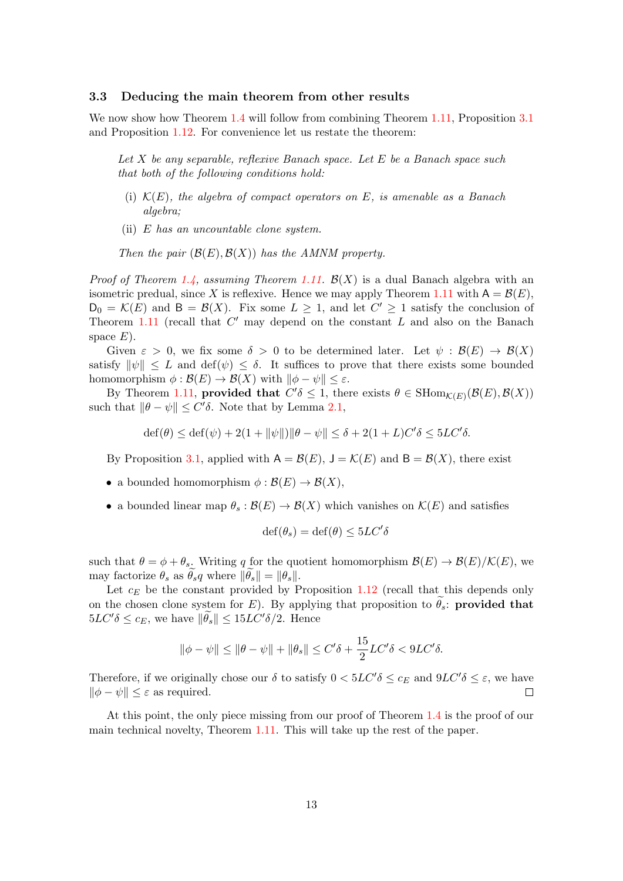### 3.3 Deducing the main theorem from other results

We now show how Theorem 1.4 will follow from combining Theorem 1.11, Proposition 3.1 and Proposition 1.12. For convenience let us restate the theorem:

*Let $X$ be any separable, reflexive Banach space. Let $E$ be a Banach space such that both of the following conditions hold:*

- (i) *$\mathcal{K}(E)$, the algebra of compact operators on $E$, is amenable as a Banach algebra;*
- (ii) *$E$ has an uncountable clone system.*

*Then the pair $(\mathcal{B}(E), \mathcal{B}(X))$ has the AMNM property.*

*Proof of Theorem 1.4, assuming Theorem 1.11.* $\mathcal{B}(X)$ is a dual Banach algebra with an isometric predual, since $X$ is reflexive. Hence we may apply Theorem 1.11 with $\mathsf{A} = \mathcal{B}(E)$, $\mathsf{D}_0 = \mathcal{K}(E)$ and $\mathsf{B} = \mathcal{B}(X)$. Fix some $L \geq 1$, and let $C' \geq 1$ satisfy the conclusion of Theorem 1.11 (recall that $C'$ may depend on the constant $L$ and also on the Banach space $E$).

Given $\varepsilon > 0$, we fix some $\delta > 0$ to be determined later. Let $\psi : \mathcal{B}(E) \to \mathcal{B}(X)$ satisfy $\|\psi\| \leq L$ and $\operatorname{def}(\psi) \leq \delta$. It suffices to prove that there exists some bounded homomorphism $\phi : \mathcal{B}(E) \to \mathcal{B}(X)$ with $\|\phi - \psi\| \leq \varepsilon$.

By Theorem 1.11, **provided that** $C'\delta \leq 1$, there exists $\theta \in \mathrm{SHom}_{\mathcal{K}(E)}(\mathcal{B}(E), \mathcal{B}(X))$ such that $\|\theta - \psi\| \leq C'\delta$. Note that by Lemma 2.1,

$$\operatorname{def}(\theta) \leq \operatorname{def}(\psi) + 2(1 + \|\psi\|)\|\theta - \psi\| \leq \delta + 2(1 + L)C'\delta \leq 5LC'\delta.$$

By Proposition 3.1, applied with $\mathsf{A} = \mathcal{B}(E)$, $\mathsf{J} = \mathcal{K}(E)$ and $\mathsf{B} = \mathcal{B}(X)$, there exist

- a bounded homomorphism $\phi : \mathcal{B}(E) \to \mathcal{B}(X)$,
- a bounded linear map $\theta_s : \mathcal{B}(E) \to \mathcal{B}(X)$ which vanishes on $\mathcal{K}(E)$ and satisfies

$$\operatorname{def}(\theta_s) = \operatorname{def}(\theta) \leq 5LC'\delta$$

such that $\theta = \phi + \theta_s$. Writing $q$ for the quotient homomorphism $\mathcal{B}(E) \to \mathcal{B}(E)/\mathcal{K}(E)$, we may factorize $\theta_s$ as $\widetilde{\theta_s}q$ where $\|\widetilde{\theta_s}\| = \|\theta_s\|$.

Let $c_E$ be the constant provided by Proposition 1.12 (recall that this depends only on the chosen clone system for $E$). By applying that proposition to $\widetilde{\theta_s}$: **provided that** $5LC'\delta \leq c_E$, we have $\|\widetilde{\theta_s}\| \leq 15LC'\delta/2$. Hence

$$\|\phi - \psi\| \leq \|\theta - \psi\| + \|\theta_s\| \leq C'\delta + \frac{15}{2}LC'\delta < 9LC'\delta.$$

Therefore, if we originally chose our $\delta$ to satisfy $0 < 5LC'\delta \leq c_E$ and $9LC'\delta \leq \varepsilon$, we have $\|\phi - \psi\| \leq \varepsilon$ as required. ∎

At this point, the only piece missing from our proof of Theorem 1.4 is the proof of our main technical novelty, Theorem 1.11. This will take up the rest of the paper.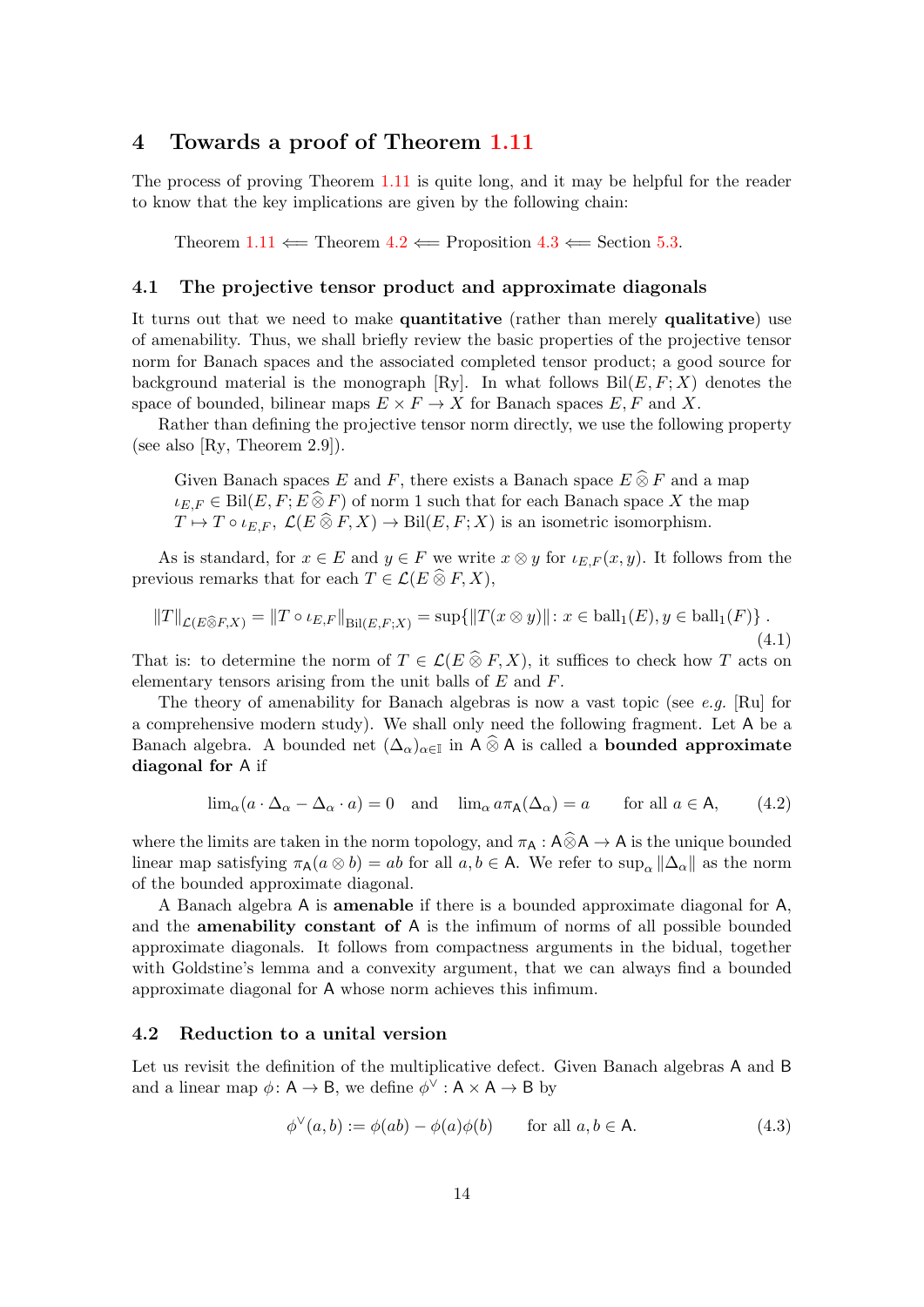## 4 Towards a proof of Theorem 1.11

The process of proving Theorem 1.11 is quite long, and it may be helpful for the reader to know that the key implications are given by the following chain:

Theorem 1.11 $\Longleftarrow$ Theorem 4.2 $\Longleftarrow$ Proposition 4.3 $\Longleftarrow$ Section 5.3.

### 4.1 The projective tensor product and approximate diagonals

It turns out that we need to make **quantitative** (rather than merely **qualitative**) use of amenability. Thus, we shall briefly review the basic properties of the projective tensor norm for Banach spaces and the associated completed tensor product; a good source for background material is the monograph [Ry]. In what follows $\operatorname{Bil}(E,F;X)$ denotes the space of bounded, bilinear maps $E\times F\to X$ for Banach spaces $E,F$ and $X$.

Rather than defining the projective tensor norm directly, we use the following property (see also [Ry, Theorem 2.9]).

> Given Banach spaces $E$ and $F$, there exists a Banach space $E\mathbin{\widehat{\otimes}}F$ and a map $\iota_{E,F}\in\operatorname{Bil}(E,F;E\mathbin{\widehat{\otimes}}F)$ of norm 1 such that for each Banach space $X$ the map $T\mapsto T\circ\iota_{E,F}$, $\mathcal{L}(E\mathbin{\widehat{\otimes}}F,X)\to\operatorname{Bil}(E,F;X)$ is an isometric isomorphism.

As is standard, for $x\in E$ and $y\in F$ we write $x\otimes y$ for $\iota_{E,F}(x,y)$. It follows from the previous remarks that for each $T\in\mathcal{L}(E\mathbin{\widehat{\otimes}}F,X)$,

$$\|T\|_{\mathcal{L}(E\widehat{\otimes}F,X)}=\|T\circ\iota_{E,F}\|_{\operatorname{Bil}(E,F;X)}=\sup\{\|T(x\otimes y)\|\colon x\in\operatorname{ball}_1(E),y\in\operatorname{ball}_1(F)\}\ . \tag{4.1}$$

That is: to determine the norm of $T\in\mathcal{L}(E\mathbin{\widehat{\otimes}}F,X)$, it suffices to check how $T$ acts on elementary tensors arising from the unit balls of $E$ and $F$.

The theory of amenability for Banach algebras is now a vast topic (see *e.g.* [Ru] for a comprehensive modern study). We shall only need the following fragment. Let $\mathsf{A}$ be a Banach algebra. A bounded net $(\Delta_\alpha)_{\alpha\in\mathbb{I}}$ in $\mathsf{A}\mathbin{\widehat{\otimes}}\mathsf{A}$ is called a **bounded approximate diagonal for** $\mathsf{A}$ if

$$\lim_\alpha(a\cdot\Delta_\alpha-\Delta_\alpha\cdot a)=0\quad\text{and}\quad\lim_\alpha a\pi_{\mathsf{A}}(\Delta_\alpha)=a\qquad\text{for all } a\in\mathsf{A}, \tag{4.2}$$

where the limits are taken in the norm topology, and $\pi_{\mathsf{A}}:\mathsf{A}\widehat{\otimes}\mathsf{A}\to\mathsf{A}$ is the unique bounded linear map satisfying $\pi_{\mathsf{A}}(a\otimes b)=ab$ for all $a,b\in\mathsf{A}$. We refer to $\sup_\alpha\|\Delta_\alpha\|$ as the norm of the bounded approximate diagonal.

A Banach algebra $\mathsf{A}$ is **amenable** if there is a bounded approximate diagonal for $\mathsf{A}$, and the **amenability constant of** $\mathsf{A}$ is the infimum of norms of all possible bounded approximate diagonals. It follows from compactness arguments in the bidual, together with Goldstine's lemma and a convexity argument, that we can always find a bounded approximate diagonal for $\mathsf{A}$ whose norm achieves this infimum.

### 4.2 Reduction to a unital version

Let us revisit the definition of the multiplicative defect. Given Banach algebras $\mathsf{A}$ and $\mathsf{B}$ and a linear map $\phi\colon\mathsf{A}\to\mathsf{B}$, we define $\phi^\vee:\mathsf{A}\times\mathsf{A}\to\mathsf{B}$ by

$$\phi^\vee(a,b):=\phi(ab)-\phi(a)\phi(b)\qquad\text{for all } a,b\in\mathsf{A}. \tag{4.3}$$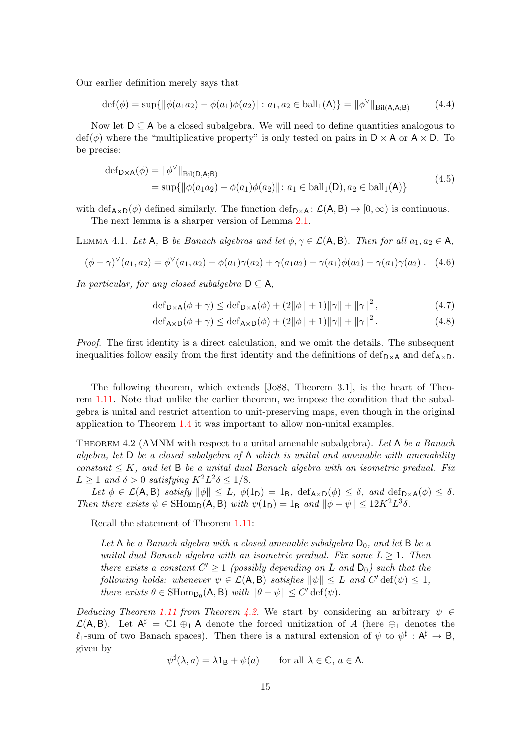Our earlier definition merely says that

$$\operatorname{def}(\phi) = \sup\{\|\phi(a_1a_2) - \phi(a_1)\phi(a_2)\| : a_1, a_2 \in \operatorname{ball}_1(\mathsf{A})\} = \|\phi^\vee\|_{\operatorname{Bil}(\mathsf{A},\mathsf{A};\mathsf{B})} \tag{4.4}$$

Now let $\mathsf{D} \subseteq \mathsf{A}$ be a closed subalgebra. We will need to define quantities analogous to $\operatorname{def}(\phi)$ where the "multiplicative property" is only tested on pairs in $\mathsf{D} \times \mathsf{A}$ or $\mathsf{A} \times \mathsf{D}$. To be precise:

$$\begin{aligned}\operatorname{def}_{\mathsf{D}\times\mathsf{A}}(\phi) &= \|\phi^\vee\|_{\operatorname{Bil}(\mathsf{D},\mathsf{A};\mathsf{B})} \\ &= \sup\{\|\phi(a_1a_2) - \phi(a_1)\phi(a_2)\| : a_1 \in \operatorname{ball}_1(\mathsf{D}), a_2 \in \operatorname{ball}_1(\mathsf{A})\}\end{aligned} \tag{4.5}$$

with $\operatorname{def}_{\mathsf{A}\times\mathsf{D}}(\phi)$ defined similarly. The function $\operatorname{def}_{\mathsf{D}\times\mathsf{A}} : \mathcal{L}(\mathsf{A},\mathsf{B}) \to [0,\infty)$ is continuous.

The next lemma is a sharper version of Lemma 2.1.

Lemma 4.1. *Let $\mathsf{A}$, $\mathsf{B}$ be Banach algebras and let $\phi, \gamma \in \mathcal{L}(\mathsf{A},\mathsf{B})$. Then for all $a_1, a_2 \in \mathsf{A}$,*

$$(\phi+\gamma)^\vee(a_1,a_2) = \phi^\vee(a_1,a_2) - \phi(a_1)\gamma(a_2) + \gamma(a_1a_2) - \gamma(a_1)\phi(a_2) - \gamma(a_1)\gamma(a_2)\ . \tag{4.6}$$

*In particular, for any closed subalgebra $\mathsf{D} \subseteq \mathsf{A}$,*

$$\operatorname{def}_{\mathsf{D}\times\mathsf{A}}(\phi+\gamma) \le \operatorname{def}_{\mathsf{D}\times\mathsf{A}}(\phi) + (2\|\phi\|+1)\|\gamma\| + \|\gamma\|^2\,, \tag{4.7}$$

$$\operatorname{def}_{\mathsf{A}\times\mathsf{D}}(\phi+\gamma) \le \operatorname{def}_{\mathsf{A}\times\mathsf{D}}(\phi) + (2\|\phi\|+1)\|\gamma\| + \|\gamma\|^2\,. \tag{4.8}$$

*Proof.* The first identity is a direct calculation, and we omit the details. The subsequent inequalities follow easily from the first identity and the definitions of $\operatorname{def}_{\mathsf{D}\times\mathsf{A}}$ and $\operatorname{def}_{\mathsf{A}\times\mathsf{D}}$. ◻

The following theorem, which extends [Jo88, Theorem 3.1], is the heart of Theorem 1.11. Note that unlike the earlier theorem, we impose the condition that the subalgebra is unital and restrict attention to unit-preserving maps, even though in the original application to Theorem 1.4 it was important to allow non-unital examples.

Theorem 4.2 (AMNM with respect to a unital amenable subalgebra). *Let $\mathsf{A}$ be a Banach algebra, let $\mathsf{D}$ be a closed subalgebra of $\mathsf{A}$ which is unital and amenable with amenability constant $\le K$, and let $\mathsf{B}$ be a unital dual Banach algebra with an isometric predual. Fix $L \ge 1$ and $\delta > 0$ satisfying $K^2L^2\delta \le 1/8$.*

*Let $\phi \in \mathcal{L}(\mathsf{A},\mathsf{B})$ satisfy $\|\phi\| \le L$, $\phi(1_\mathsf{D}) = 1_\mathsf{B}$, $\operatorname{def}_{\mathsf{A}\times\mathsf{D}}(\phi) \le \delta$, and $\operatorname{def}_{\mathsf{D}\times\mathsf{A}}(\phi) \le \delta$. Then there exists $\psi \in \operatorname{SHom}_\mathsf{D}(\mathsf{A},\mathsf{B})$ with $\psi(1_\mathsf{D}) = 1_\mathsf{B}$ and $\|\phi - \psi\| \le 12K^2L^3\delta$.*

Recall the statement of Theorem 1.11:

> *Let $\mathsf{A}$ be a Banach algebra with a closed amenable subalgebra $\mathsf{D}_0$, and let $\mathsf{B}$ be a unital dual Banach algebra with an isometric predual. Fix some $L \ge 1$. Then there exists a constant $C' \ge 1$ (possibly depending on $L$ and $\mathsf{D}_0$) such that the following holds: whenever $\psi \in \mathcal{L}(\mathsf{A},\mathsf{B})$ satisfies $\|\psi\| \le L$ and $C' \operatorname{def}(\psi) \le 1$, there exists $\theta \in \operatorname{SHom}_{\mathsf{D}_0}(\mathsf{A},\mathsf{B})$ with $\|\theta - \psi\| \le C' \operatorname{def}(\psi)$.*

*Deducing Theorem 1.11 from Theorem 4.2.* We start by considering an arbitrary $\psi \in \mathcal{L}(\mathsf{A},\mathsf{B})$. Let $\mathsf{A}^\sharp = \mathbb{C}1 \oplus_1 \mathsf{A}$ denote the forced unitization of $A$ (here $\oplus_1$ denotes the $\ell_1$-sum of two Banach spaces). Then there is a natural extension of $\psi$ to $\psi^\sharp : \mathsf{A}^\sharp \to \mathsf{B}$, given by

$$\psi^\sharp(\lambda, a) = \lambda 1_\mathsf{B} + \psi(a) \qquad \text{for all } \lambda \in \mathbb{C},\ a \in \mathsf{A}.$$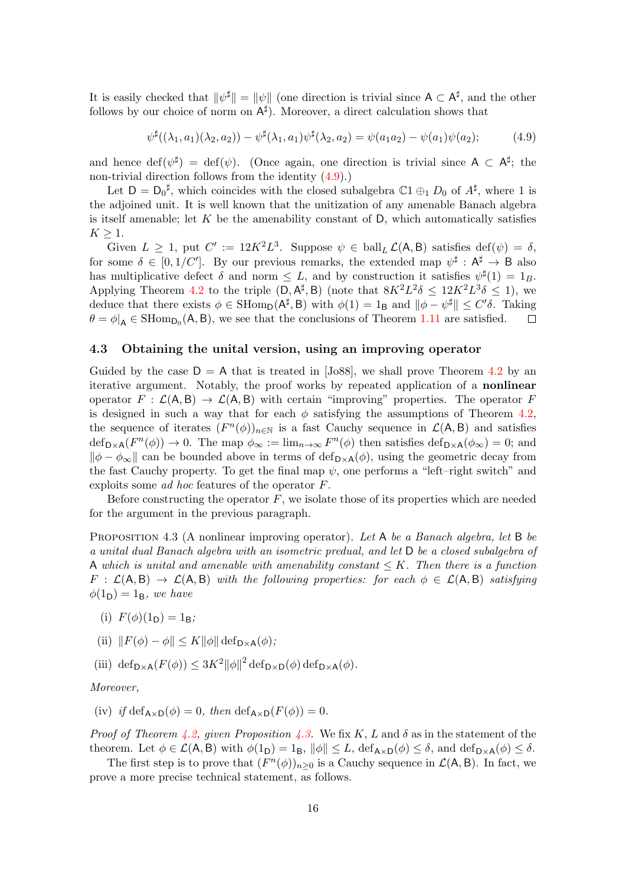It is easily checked that $\|\psi^\sharp\| = \|\psi\|$ (one direction is trivial since $\mathsf{A} \subset \mathsf{A}^\sharp$, and the other follows by our choice of norm on $\mathsf{A}^\sharp$). Moreover, a direct calculation shows that

$$\psi^\sharp((\lambda_1, a_1)(\lambda_2, a_2)) - \psi^\sharp(\lambda_1, a_1)\psi^\sharp(\lambda_2, a_2) = \psi(a_1 a_2) - \psi(a_1)\psi(a_2); \tag{4.9}$$

and hence $\operatorname{def}(\psi^\sharp) = \operatorname{def}(\psi)$. (Once again, one direction is trivial since $\mathsf{A} \subset \mathsf{A}^\sharp$; the non-trivial direction follows from the identity (4.9).)

Let $\mathsf{D} = {\mathsf{D}_0}^\sharp$, which coincides with the closed subalgebra $\mathbb{C}1 \oplus_1 D_0$ of $A^\sharp$, where 1 is the adjoined unit. It is well known that the unitization of any amenable Banach algebra is itself amenable; let $K$ be the amenability constant of $\mathsf{D}$, which automatically satisfies $K \geq 1$.

Given $L \geq 1$, put $C' := 12K^2L^3$. Suppose $\psi \in \operatorname{ball}_L \mathcal{L}(\mathsf{A}, \mathsf{B})$ satisfies $\operatorname{def}(\psi) = \delta$, for some $\delta \in [0, 1/C']$. By our previous remarks, the extended map $\psi^\sharp : \mathsf{A}^\sharp \to \mathsf{B}$ also has multiplicative defect $\delta$ and norm $\leq L$, and by construction it satisfies $\psi^\sharp(1) = 1_B$. Applying Theorem 4.2 to the triple $(\mathsf{D}, \mathsf{A}^\sharp, \mathsf{B})$ (note that $8K^2L^2\delta \leq 12K^2L^3\delta \leq 1$), we deduce that there exists $\phi \in \operatorname{SHom}_{\mathsf{D}}(\mathsf{A}^\sharp, \mathsf{B})$ with $\phi(1) = 1_{\mathsf{B}}$ and $\|\phi - \psi^\sharp\| \leq C'\delta$. Taking $\theta = \phi|_{\mathsf{A}} \in \operatorname{SHom}_{\mathsf{D}_0}(\mathsf{A}, \mathsf{B})$, we see that the conclusions of Theorem 1.11 are satisfied. ◻

### 4.3 Obtaining the unital version, using an improving operator

Guided by the case $\mathsf{D} = \mathsf{A}$ that is treated in [Jo88], we shall prove Theorem 4.2 by an iterative argument. Notably, the proof works by repeated application of a **nonlinear** operator $F : \mathcal{L}(\mathsf{A}, \mathsf{B}) \to \mathcal{L}(\mathsf{A}, \mathsf{B})$ with certain "improving" properties. The operator $F$ is designed in such a way that for each $\phi$ satisfying the assumptions of Theorem 4.2, the sequence of iterates $(F^n(\phi))_{n\in\mathbb{N}}$ is a fast Cauchy sequence in $\mathcal{L}(\mathsf{A}, \mathsf{B})$ and satisfies $\operatorname{def}_{\mathsf{D}\times\mathsf{A}}(F^n(\phi)) \to 0$. The map $\phi_\infty := \lim_{n\to\infty} F^n(\phi)$ then satisfies $\operatorname{def}_{\mathsf{D}\times\mathsf{A}}(\phi_\infty) = 0$; and $\|\phi - \phi_\infty\|$ can be bounded above in terms of $\operatorname{def}_{\mathsf{D}\times\mathsf{A}}(\phi)$, using the geometric decay from the fast Cauchy property. To get the final map $\psi$, one performs a "left–right switch" and exploits some *ad hoc* features of the operator $F$.

Before constructing the operator $F$, we isolate those of its properties which are needed for the argument in the previous paragraph.

Proposition 4.3 (A nonlinear improving operator). *Let $\mathsf{A}$ be a Banach algebra, let $\mathsf{B}$ be a unital dual Banach algebra with an isometric predual, and let $\mathsf{D}$ be a closed subalgebra of $\mathsf{A}$ which is unital and amenable with amenability constant $\leq K$. Then there is a function $F : \mathcal{L}(\mathsf{A}, \mathsf{B}) \to \mathcal{L}(\mathsf{A}, \mathsf{B})$ with the following properties: for each $\phi \in \mathcal{L}(\mathsf{A}, \mathsf{B})$ satisfying $\phi(1_{\mathsf{D}}) = 1_{\mathsf{B}}$, we have*

(i) $F(\phi)(1_{\mathsf{D}}) = 1_{\mathsf{B}}$;

(ii) $\|F(\phi) - \phi\| \leq K\|\phi\| \operatorname{def}_{\mathsf{D}\times\mathsf{A}}(\phi)$;

(iii) $\operatorname{def}_{\mathsf{D}\times\mathsf{A}}(F(\phi)) \leq 3K^2\|\phi\|^2 \operatorname{def}_{\mathsf{D}\times\mathsf{D}}(\phi) \operatorname{def}_{\mathsf{D}\times\mathsf{A}}(\phi)$.

*Moreover,*

(iv) *if $\operatorname{def}_{\mathsf{A}\times\mathsf{D}}(\phi) = 0$, then $\operatorname{def}_{\mathsf{A}\times\mathsf{D}}(F(\phi)) = 0$.*

*Proof of Theorem 4.2, given Proposition 4.3.* We fix $K$, $L$ and $\delta$ as in the statement of the theorem. Let $\phi \in \mathcal{L}(\mathsf{A}, \mathsf{B})$ with $\phi(1_{\mathsf{D}}) = 1_{\mathsf{B}}$, $\|\phi\| \leq L$, $\operatorname{def}_{\mathsf{A}\times\mathsf{D}}(\phi) \leq \delta$, and $\operatorname{def}_{\mathsf{D}\times\mathsf{A}}(\phi) \leq \delta$.

The first step is to prove that $(F^n(\phi))_{n\geq 0}$ is a Cauchy sequence in $\mathcal{L}(\mathsf{A}, \mathsf{B})$. In fact, we prove a more precise technical statement, as follows.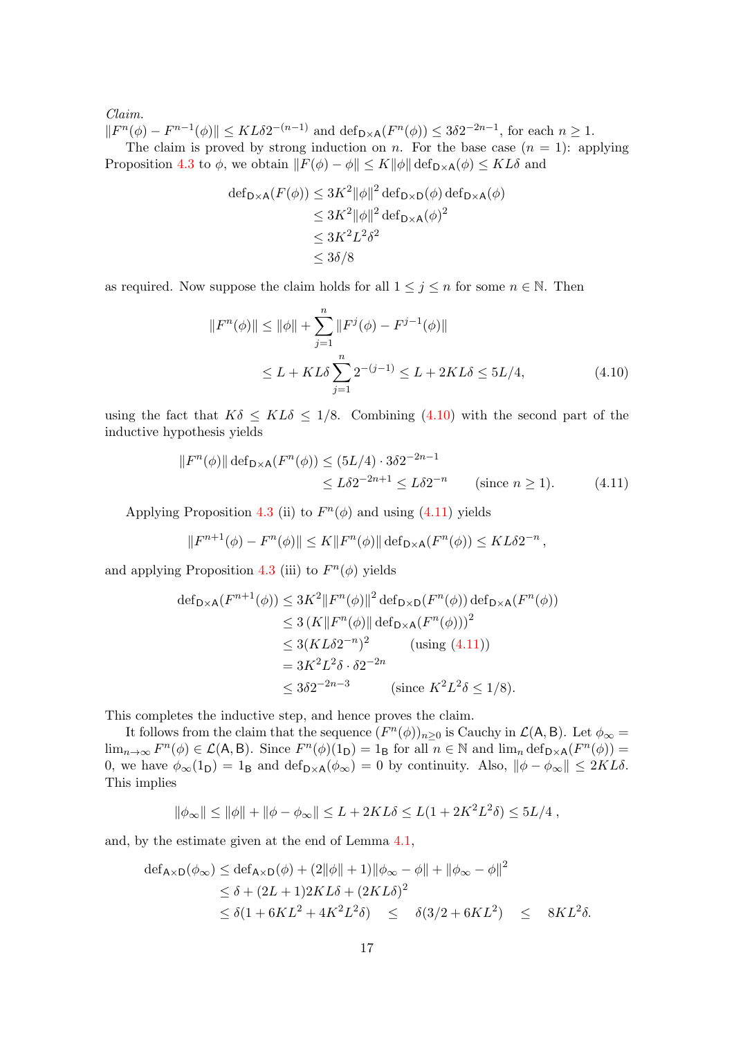*Claim.*
$\|F^n(\phi) - F^{n-1}(\phi)\| \leq KL\delta 2^{-(n-1)}$ and $\operatorname{def}_{\mathsf{D}\times\mathsf{A}}(F^n(\phi)) \leq 3\delta 2^{-2n-1}$, for each $n \geq 1$.

The claim is proved by strong induction on $n$. For the base case ($n = 1$): applying Proposition 4.3 to $\phi$, we obtain $\|F(\phi) - \phi\| \leq K\|\phi\| \operatorname{def}_{\mathsf{D}\times\mathsf{A}}(\phi) \leq KL\delta$ and

$$
\begin{aligned}
\operatorname{def}_{\mathsf{D}\times\mathsf{A}}(F(\phi)) &\leq 3K^2\|\phi\|^2 \operatorname{def}_{\mathsf{D}\times\mathsf{D}}(\phi) \operatorname{def}_{\mathsf{D}\times\mathsf{A}}(\phi) \\
&\leq 3K^2\|\phi\|^2 \operatorname{def}_{\mathsf{D}\times\mathsf{A}}(\phi)^2 \\
&\leq 3K^2L^2\delta^2 \\
&\leq 3\delta/8
\end{aligned}
$$

as required. Now suppose the claim holds for all $1 \leq j \leq n$ for some $n \in \mathbb{N}$. Then

$$
\begin{aligned}
\|F^n(\phi)\| &\leq \|\phi\| + \sum_{j=1}^{n} \|F^j(\phi) - F^{j-1}(\phi)\| \\
&\leq L + KL\delta \sum_{j=1}^{n} 2^{-(j-1)} \leq L + 2KL\delta \leq 5L/4,
\end{aligned} \tag{4.10}
$$

using the fact that $K\delta \leq KL\delta \leq 1/8$. Combining (4.10) with the second part of the inductive hypothesis yields

$$
\begin{aligned}
\|F^n(\phi)\| \operatorname{def}_{\mathsf{D}\times\mathsf{A}}(F^n(\phi)) &\leq (5L/4) \cdot 3\delta 2^{-2n-1} \\
&\leq L\delta 2^{-2n+1} \leq L\delta 2^{-n} \qquad (\text{since } n \geq 1).
\end{aligned} \tag{4.11}
$$

Applying Proposition 4.3 (ii) to $F^n(\phi)$ and using (4.11) yields

$$
\|F^{n+1}(\phi) - F^n(\phi)\| \leq K\|F^n(\phi)\| \operatorname{def}_{\mathsf{D}\times\mathsf{A}}(F^n(\phi)) \leq KL\delta 2^{-n},
$$

and applying Proposition 4.3 (iii) to $F^n(\phi)$ yields

$$
\begin{aligned}
\operatorname{def}_{\mathsf{D}\times\mathsf{A}}(F^{n+1}(\phi)) &\leq 3K^2\|F^n(\phi)\|^2 \operatorname{def}_{\mathsf{D}\times\mathsf{D}}(F^n(\phi)) \operatorname{def}_{\mathsf{D}\times\mathsf{A}}(F^n(\phi)) \\
&\leq 3\left(K\|F^n(\phi)\| \operatorname{def}_{\mathsf{D}\times\mathsf{A}}(F^n(\phi))\right)^2 \\
&\leq 3(KL\delta 2^{-n})^2 \qquad (\text{using (4.11)}) \\
&= 3K^2L^2\delta \cdot \delta 2^{-2n} \\
&\leq 3\delta 2^{-2n-3} \qquad (\text{since } K^2L^2\delta \leq 1/8).
\end{aligned}
$$

This completes the inductive step, and hence proves the claim.

It follows from the claim that the sequence $(F^n(\phi))_{n\geq 0}$ is Cauchy in $\mathcal{L}(\mathsf{A}, \mathsf{B})$. Let $\phi_\infty = \lim_{n\to\infty} F^n(\phi) \in \mathcal{L}(\mathsf{A}, \mathsf{B})$. Since $F^n(\phi)(1_{\mathsf{D}}) = 1_{\mathsf{B}}$ for all $n \in \mathbb{N}$ and $\lim_n \operatorname{def}_{\mathsf{D}\times\mathsf{A}}(F^n(\phi)) = 0$, we have $\phi_\infty(1_{\mathsf{D}}) = 1_{\mathsf{B}}$ and $\operatorname{def}_{\mathsf{D}\times\mathsf{A}}(\phi_\infty) = 0$ by continuity. Also, $\|\phi - \phi_\infty\| \leq 2KL\delta$. This implies

$$
\|\phi_\infty\| \leq \|\phi\| + \|\phi - \phi_\infty\| \leq L + 2KL\delta \leq L(1 + 2K^2L^2\delta) \leq 5L/4,
$$

and, by the estimate given at the end of Lemma 4.1,

$$
\begin{aligned}
\operatorname{def}_{\mathsf{A}\times\mathsf{D}}(\phi_\infty) &\leq \operatorname{def}_{\mathsf{A}\times\mathsf{D}}(\phi) + (2\|\phi\| + 1)\|\phi_\infty - \phi\| + \|\phi_\infty - \phi\|^2 \\
&\leq \delta + (2L + 1)2KL\delta + (2KL\delta)^2 \\
&\leq \delta(1 + 6KL^2 + 4K^2L^2\delta) \quad \leq \quad \delta(3/2 + 6KL^2) \quad \leq \quad 8KL^2\delta.
\end{aligned}
$$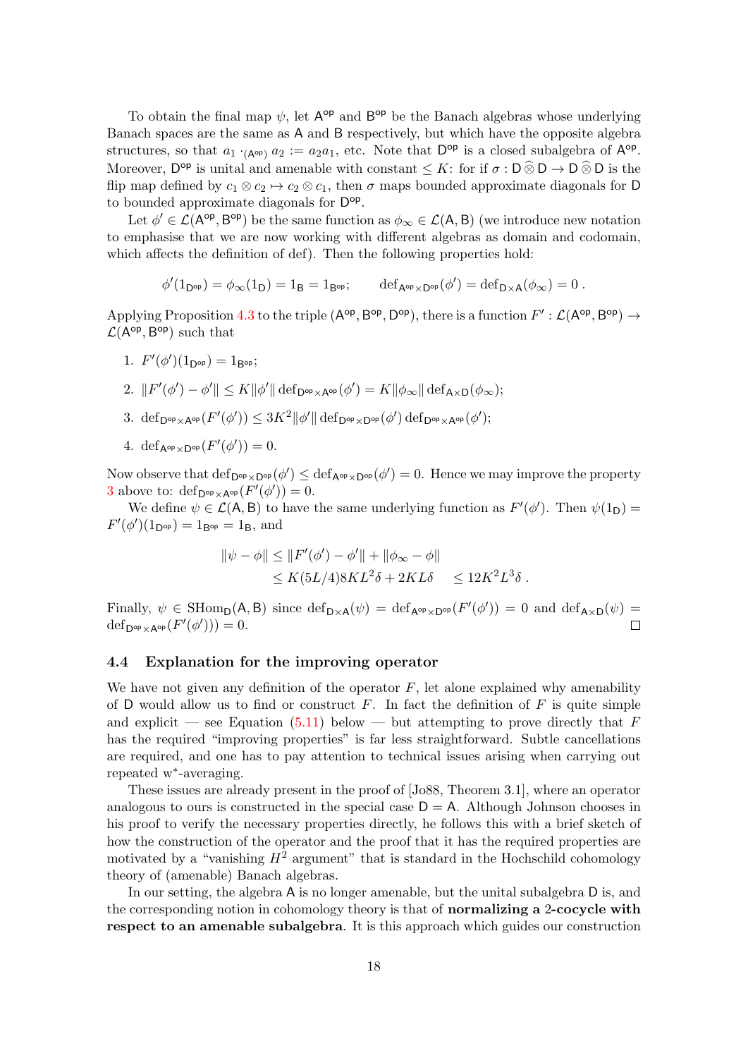To obtain the final map $\psi$, let $\mathsf{A}^{\mathsf{op}}$ and $\mathsf{B}^{\mathsf{op}}$ be the Banach algebras whose underlying Banach spaces are the same as $\mathsf{A}$ and $\mathsf{B}$ respectively, but which have the opposite algebra structures, so that $a_1 \cdot_{(\mathsf{A}^{\mathsf{op}})} a_2 := a_2 a_1$, etc. Note that $\mathsf{D}^{\mathsf{op}}$ is a closed subalgebra of $\mathsf{A}^{\mathsf{op}}$. Moreover, $\mathsf{D}^{\mathsf{op}}$ is unital and amenable with constant $\leq K$: for if $\sigma : \mathsf{D} \widehat{\otimes} \mathsf{D} \to \mathsf{D} \widehat{\otimes} \mathsf{D}$ is the flip map defined by $c_1 \otimes c_2 \mapsto c_2 \otimes c_1$, then $\sigma$ maps bounded approximate diagonals for $\mathsf{D}$ to bounded approximate diagonals for $\mathsf{D}^{\mathsf{op}}$.

Let $\phi' \in \mathcal{L}(\mathsf{A}^{\mathsf{op}}, \mathsf{B}^{\mathsf{op}})$ be the same function as $\phi_\infty \in \mathcal{L}(\mathsf{A}, \mathsf{B})$ (we introduce new notation to emphasise that we are now working with different algebras as domain and codomain, which affects the definition of def). Then the following properties hold:

$$\phi'(1_{\mathsf{D}^{\mathsf{op}}}) = \phi_\infty(1_{\mathsf{D}}) = 1_{\mathsf{B}} = 1_{\mathsf{B}^{\mathsf{op}}}; \qquad \operatorname{def}_{\mathsf{A}^{\mathsf{op}} \times \mathsf{D}^{\mathsf{op}}}(\phi') = \operatorname{def}_{\mathsf{D} \times \mathsf{A}}(\phi_\infty) = 0\,.$$

Applying Proposition 4.3 to the triple $(\mathsf{A}^{\mathsf{op}}, \mathsf{B}^{\mathsf{op}}, \mathsf{D}^{\mathsf{op}})$, there is a function $F' : \mathcal{L}(\mathsf{A}^{\mathsf{op}}, \mathsf{B}^{\mathsf{op}}) \to \mathcal{L}(\mathsf{A}^{\mathsf{op}}, \mathsf{B}^{\mathsf{op}})$ such that

1. $F'(\phi')(1_{\mathsf{D}^{\mathsf{op}}}) = 1_{\mathsf{B}^{\mathsf{op}}}$;
2. $\|F'(\phi') - \phi'\| \leq K\|\phi'\| \operatorname{def}_{\mathsf{D}^{\mathsf{op}} \times \mathsf{A}^{\mathsf{op}}}(\phi') = K\|\phi_\infty\| \operatorname{def}_{\mathsf{A} \times \mathsf{D}}(\phi_\infty)$;
3. $\operatorname{def}_{\mathsf{D}^{\mathsf{op}} \times \mathsf{A}^{\mathsf{op}}}(F'(\phi')) \leq 3K^2 \|\phi'\| \operatorname{def}_{\mathsf{D}^{\mathsf{op}} \times \mathsf{D}^{\mathsf{op}}}(\phi') \operatorname{def}_{\mathsf{D}^{\mathsf{op}} \times \mathsf{A}^{\mathsf{op}}}(\phi')$;
4. $\operatorname{def}_{\mathsf{A}^{\mathsf{op}} \times \mathsf{D}^{\mathsf{op}}}(F'(\phi')) = 0$.

Now observe that $\operatorname{def}_{\mathsf{D}^{\mathsf{op}} \times \mathsf{D}^{\mathsf{op}}}(\phi') \leq \operatorname{def}_{\mathsf{A}^{\mathsf{op}} \times \mathsf{D}^{\mathsf{op}}}(\phi') = 0$. Hence we may improve the property 3 above to: $\operatorname{def}_{\mathsf{D}^{\mathsf{op}} \times \mathsf{A}^{\mathsf{op}}}(F'(\phi')) = 0$.

We define $\psi \in \mathcal{L}(\mathsf{A}, \mathsf{B})$ to have the same underlying function as $F'(\phi')$. Then $\psi(1_{\mathsf{D}}) = F'(\phi')(1_{\mathsf{D}^{\mathsf{op}}}) = 1_{\mathsf{B}^{\mathsf{op}}} = 1_{\mathsf{B}}$, and

$$\begin{aligned} \|\psi - \phi\| &\leq \|F'(\phi') - \phi'\| + \|\phi_\infty - \phi\| \\ &\leq K(5L/4)8KL^2\delta + 2KL\delta \quad \leq 12K^2L^3\delta\,. \end{aligned}$$

Finally, $\psi \in \operatorname{SHom}_{\mathsf{D}}(\mathsf{A}, \mathsf{B})$ since $\operatorname{def}_{\mathsf{D} \times \mathsf{A}}(\psi) = \operatorname{def}_{\mathsf{A}^{\mathsf{op}} \times \mathsf{D}^{\mathsf{op}}}(F'(\phi')) = 0$ and $\operatorname{def}_{\mathsf{A} \times \mathsf{D}}(\psi) = \operatorname{def}_{\mathsf{D}^{\mathsf{op}} \times \mathsf{A}^{\mathsf{op}}}(F'(\phi'))) = 0$. □

### 4.4 Explanation for the improving operator

We have not given any definition of the operator $F$, let alone explained why amenability of $\mathsf{D}$ would allow us to find or construct $F$. In fact the definition of $F$ is quite simple and explicit — see Equation (5.11) below — but attempting to prove directly that $F$ has the required "improving properties" is far less straightforward. Subtle cancellations are required, and one has to pay attention to technical issues arising when carrying out repeated w*-averaging.

These issues are already present in the proof of [Jo88, Theorem 3.1], where an operator analogous to ours is constructed in the special case $\mathsf{D} = \mathsf{A}$. Although Johnson chooses in his proof to verify the necessary properties directly, he follows this with a brief sketch of how the construction of the operator and the proof that it has the required properties are motivated by a "vanishing $H^2$ argument" that is standard in the Hochschild cohomology theory of (amenable) Banach algebras.

In our setting, the algebra $\mathsf{A}$ is no longer amenable, but the unital subalgebra $\mathsf{D}$ is, and the corresponding notion in cohomology theory is that of **normalizing a 2-cocycle with respect to an amenable subalgebra**. It is this approach which guides our construction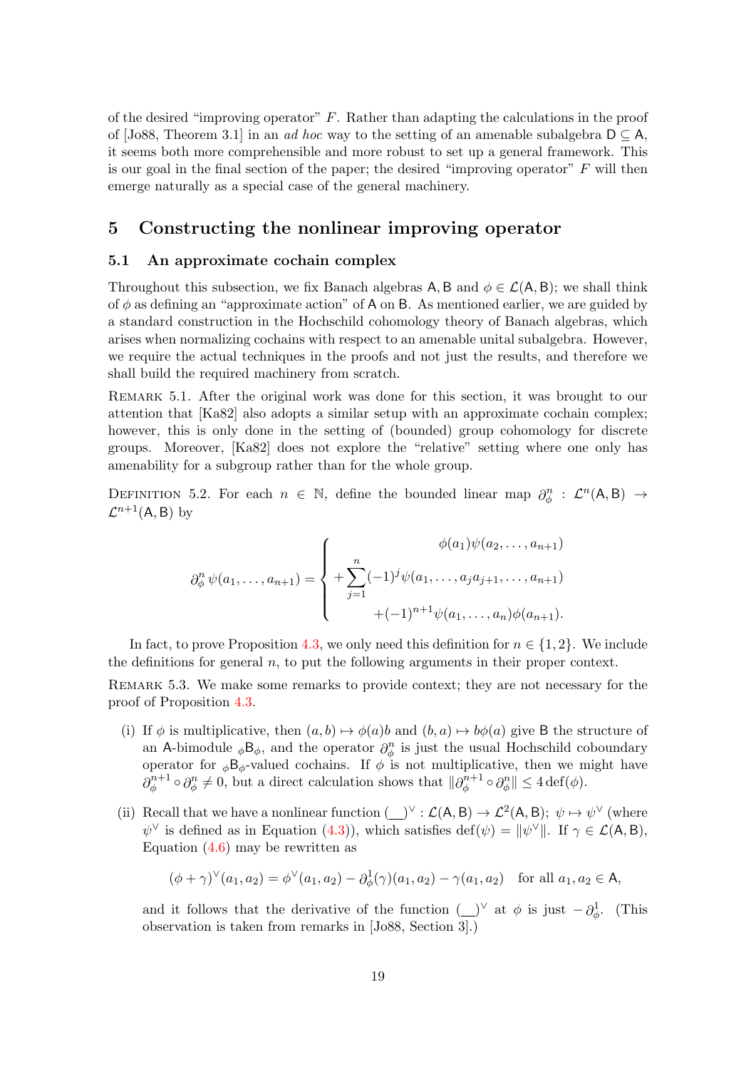of the desired "improving operator" $F$. Rather than adapting the calculations in the proof of [Jo88, Theorem 3.1] in an *ad hoc* way to the setting of an amenable subalgebra $\mathsf{D} \subseteq \mathsf{A}$, it seems both more comprehensible and more robust to set up a general framework. This is our goal in the final section of the paper; the desired "improving operator" $F$ will then emerge naturally as a special case of the general machinery.

# 5 Constructing the nonlinear improving operator

## 5.1 An approximate cochain complex

Throughout this subsection, we fix Banach algebras $\mathsf{A}, \mathsf{B}$ and $\phi \in \mathcal{L}(\mathsf{A}, \mathsf{B})$; we shall think of $\phi$ as defining an "approximate action" of $\mathsf{A}$ on $\mathsf{B}$. As mentioned earlier, we are guided by a standard construction in the Hochschild cohomology theory of Banach algebras, which arises when normalizing cochains with respect to an amenable unital subalgebra. However, we require the actual techniques in the proofs and not just the results, and therefore we shall build the required machinery from scratch.

Remark 5.1. After the original work was done for this section, it was brought to our attention that [Ka82] also adopts a similar setup with an approximate cochain complex; however, this is only done in the setting of (bounded) group cohomology for discrete groups. Moreover, [Ka82] does not explore the "relative" setting where one only has amenability for a subgroup rather than for the whole group.

Definition 5.2. For each $n \in \mathbb{N}$, define the bounded linear map $\partial^n_\phi : \mathcal{L}^n(\mathsf{A}, \mathsf{B}) \to \mathcal{L}^{n+1}(\mathsf{A}, \mathsf{B})$ by

$$\partial^n_\phi \psi(a_1, \dots, a_{n+1}) = \begin{cases} \phi(a_1)\psi(a_2, \dots, a_{n+1}) \\ + \displaystyle\sum_{j=1}^{n} (-1)^j \psi(a_1, \dots, a_j a_{j+1}, \dots, a_{n+1}) \\ +(-1)^{n+1}\psi(a_1, \dots, a_n)\phi(a_{n+1}). \end{cases}$$

In fact, to prove Proposition 4.3, we only need this definition for $n \in \{1, 2\}$. We include the definitions for general $n$, to put the following arguments in their proper context.

Remark 5.3. We make some remarks to provide context; they are not necessary for the proof of Proposition 4.3.

(i) If $\phi$ is multiplicative, then $(a, b) \mapsto \phi(a)b$ and $(b, a) \mapsto b\phi(a)$ give $\mathsf{B}$ the structure of an $\mathsf{A}$-bimodule ${}_\phi\mathsf{B}_\phi$, and the operator $\partial^n_\phi$ is just the usual Hochschild coboundary operator for ${}_\phi\mathsf{B}_\phi$-valued cochains. If $\phi$ is not multiplicative, then we might have $\partial^{n+1}_\phi \circ \partial^n_\phi \neq 0$, but a direct calculation shows that $\|\partial^{n+1}_\phi \circ \partial^n_\phi\| \leq 4 \operatorname{def}(\phi)$.

(ii) Recall that we have a nonlinear function $(\_\_)^\vee : \mathcal{L}(\mathsf{A}, \mathsf{B}) \to \mathcal{L}^2(\mathsf{A}, \mathsf{B})$; $\psi \mapsto \psi^\vee$ (where $\psi^\vee$ is defined as in Equation (4.3)), which satisfies $\operatorname{def}(\psi) = \|\psi^\vee\|$. If $\gamma \in \mathcal{L}(\mathsf{A}, \mathsf{B})$, Equation (4.6) may be rewritten as

$$(\phi + \gamma)^\vee(a_1, a_2) = \phi^\vee(a_1, a_2) - \partial^1_\phi(\gamma)(a_1, a_2) - \gamma(a_1, a_2) \quad \text{for all } a_1, a_2 \in \mathsf{A},$$

and it follows that the derivative of the function $(\_\_)^\vee$ at $\phi$ is just $-\partial^1_\phi$. (This observation is taken from remarks in [Jo88, Section 3].)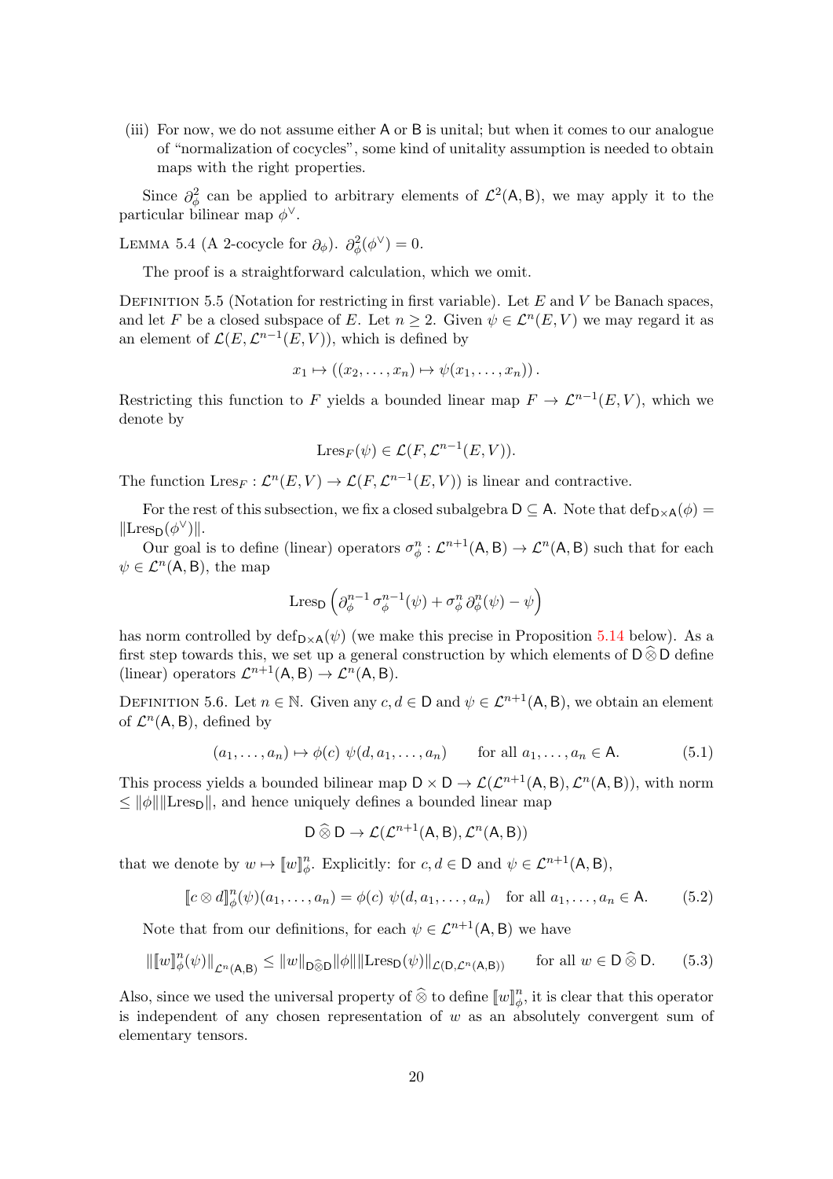(iii) For now, we do not assume either $\mathsf{A}$ or $\mathsf{B}$ is unital; but when it comes to our analogue of "normalization of cocycles", some kind of unitality assumption is needed to obtain maps with the right properties.

Since $\partial_\phi^2$ can be applied to arbitrary elements of $\mathcal{L}^2(\mathsf{A},\mathsf{B})$, we may apply it to the particular bilinear map $\phi^\vee$.

LEMMA 5.4 (A 2-cocycle for $\partial_\phi$). $\partial_\phi^2(\phi^\vee) = 0$.

The proof is a straightforward calculation, which we omit.

DEFINITION 5.5 (Notation for restricting in first variable). Let $E$ and $V$ be Banach spaces, and let $F$ be a closed subspace of $E$. Let $n \geq 2$. Given $\psi \in \mathcal{L}^n(E,V)$ we may regard it as an element of $\mathcal{L}(E, \mathcal{L}^{n-1}(E,V))$, which is defined by

$$x_1 \mapsto ((x_2,\dots,x_n) \mapsto \psi(x_1,\dots,x_n)).$$

Restricting this function to $F$ yields a bounded linear map $F \to \mathcal{L}^{n-1}(E,V)$, which we denote by

$$\mathrm{Lres}_F(\psi) \in \mathcal{L}(F, \mathcal{L}^{n-1}(E,V)).$$

The function $\mathrm{Lres}_F : \mathcal{L}^n(E,V) \to \mathcal{L}(F, \mathcal{L}^{n-1}(E,V))$ is linear and contractive.

For the rest of this subsection, we fix a closed subalgebra $\mathsf{D} \subseteq \mathsf{A}$. Note that $\mathrm{def}_{\mathsf{D}\times\mathsf{A}}(\phi) = \|\mathrm{Lres}_{\mathsf{D}}(\phi^\vee)\|$.

Our goal is to define (linear) operators $\sigma_\phi^n : \mathcal{L}^{n+1}(\mathsf{A},\mathsf{B}) \to \mathcal{L}^n(\mathsf{A},\mathsf{B})$ such that for each $\psi \in \mathcal{L}^n(\mathsf{A},\mathsf{B})$, the map

$$\mathrm{Lres}_{\mathsf{D}}\left(\partial_\phi^{n-1}\,\sigma_\phi^{n-1}(\psi) + \sigma_\phi^n\,\partial_\phi^n(\psi) - \psi\right)$$

has norm controlled by $\mathrm{def}_{\mathsf{D}\times\mathsf{A}}(\psi)$ (we make this precise in Proposition 5.14 below). As a first step towards this, we set up a general construction by which elements of $\mathsf{D}\,\widehat{\otimes}\,\mathsf{D}$ define (linear) operators $\mathcal{L}^{n+1}(\mathsf{A},\mathsf{B}) \to \mathcal{L}^n(\mathsf{A},\mathsf{B})$.

DEFINITION 5.6. Let $n \in \mathbb{N}$. Given any $c,d \in \mathsf{D}$ and $\psi \in \mathcal{L}^{n+1}(\mathsf{A},\mathsf{B})$, we obtain an element of $\mathcal{L}^n(\mathsf{A},\mathsf{B})$, defined by

$$(a_1,\dots,a_n) \mapsto \phi(c)\ \psi(d,a_1,\dots,a_n) \qquad \text{for all } a_1,\dots,a_n \in \mathsf{A}. \tag{5.1}$$

This process yields a bounded bilinear map $\mathsf{D}\times\mathsf{D} \to \mathcal{L}(\mathcal{L}^{n+1}(\mathsf{A},\mathsf{B}), \mathcal{L}^n(\mathsf{A},\mathsf{B}))$, with norm $\leq \|\phi\|\|\mathrm{Lres}_{\mathsf{D}}\|$, and hence uniquely defines a bounded linear map

$$\mathsf{D}\,\widehat{\otimes}\,\mathsf{D} \to \mathcal{L}(\mathcal{L}^{n+1}(\mathsf{A},\mathsf{B}), \mathcal{L}^n(\mathsf{A},\mathsf{B}))$$

that we denote by $w \mapsto [\![w]\!]_\phi^n$. Explicitly: for $c,d \in \mathsf{D}$ and $\psi \in \mathcal{L}^{n+1}(\mathsf{A},\mathsf{B})$,

$$[\![c\otimes d]\!]_\phi^n(\psi)(a_1,\dots,a_n) = \phi(c)\ \psi(d,a_1,\dots,a_n) \quad \text{for all } a_1,\dots,a_n \in \mathsf{A}. \tag{5.2}$$

Note that from our definitions, for each $\psi \in \mathcal{L}^{n+1}(\mathsf{A},\mathsf{B})$ we have

$$\|[\![w]\!]_\phi^n(\psi)\|_{\mathcal{L}^n(\mathsf{A},\mathsf{B})} \leq \|w\|_{\mathsf{D}\widehat{\otimes}\mathsf{D}}\|\phi\|\|\mathrm{Lres}_{\mathsf{D}}(\psi)\|_{\mathcal{L}(\mathsf{D},\mathcal{L}^n(\mathsf{A},\mathsf{B}))} \qquad \text{for all } w \in \mathsf{D}\,\widehat{\otimes}\,\mathsf{D}. \tag{5.3}$$

Also, since we used the universal property of $\widehat{\otimes}$ to define $[\![w]\!]_\phi^n$, it is clear that this operator is independent of any chosen representation of $w$ as an absolutely convergent sum of elementary tensors.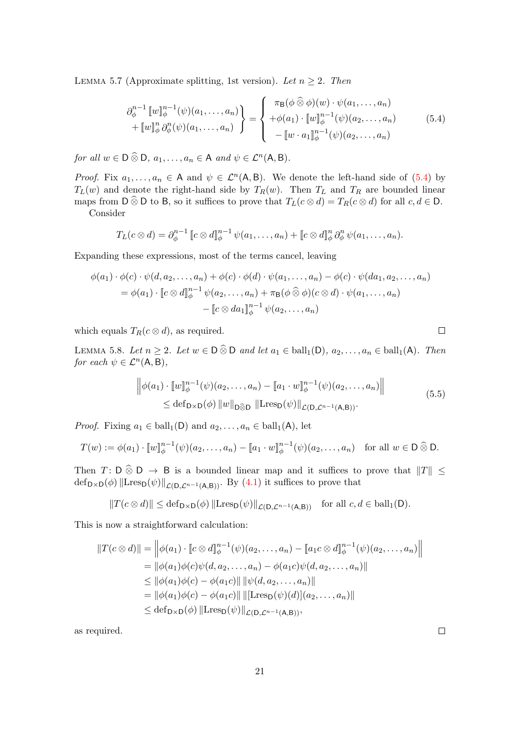Lemma 5.7 (Approximate splitting, 1st version). *Let $n \geq 2$. Then*

$$\left.\begin{array}{r} \partial_\phi^{n-1} [\![w]\!]_\phi^{n-1}(\psi)(a_1,\dots,a_n) \\ + [\![w]\!]_\phi^n \, \partial_\phi^n(\psi)(a_1,\dots,a_n) \end{array}\right\} = \left\{ \begin{array}{l} \pi_{\mathsf{B}}(\phi \mathbin{\widehat{\otimes}} \phi)(w) \cdot \psi(a_1,\dots,a_n) \\ +\phi(a_1) \cdot [\![w]\!]_\phi^{n-1}(\psi)(a_2,\dots,a_n) \\ - [\![w \cdot a_1]\!]_\phi^{n-1}(\psi)(a_2,\dots,a_n) \end{array}\right. \tag{5.4}$$

*for all $w \in \mathsf{D} \mathbin{\widehat{\otimes}} \mathsf{D}$, $a_1,\dots,a_n \in \mathsf{A}$ and $\psi \in \mathcal{L}^n(\mathsf{A},\mathsf{B})$.*

*Proof.* Fix $a_1,\dots,a_n \in \mathsf{A}$ and $\psi \in \mathcal{L}^n(\mathsf{A},\mathsf{B})$. We denote the left-hand side of (5.4) by $T_L(w)$ and denote the right-hand side by $T_R(w)$. Then $T_L$ and $T_R$ are bounded linear maps from $\mathsf{D} \mathbin{\widehat{\otimes}} \mathsf{D}$ to $\mathsf{B}$, so it suffices to prove that $T_L(c \otimes d) = T_R(c \otimes d)$ for all $c, d \in \mathsf{D}$.

Consider

$$T_L(c \otimes d) = \partial_\phi^{n-1} [\![c \otimes d]\!]_\phi^{n-1} \psi(a_1,\dots,a_n) + [\![c \otimes d]\!]_\phi^n \, \partial_\phi^n \, \psi(a_1,\dots,a_n).$$

Expanding these expressions, most of the terms cancel, leaving

$$\begin{aligned} \phi(a_1) \cdot \phi(c) \cdot \psi(d, a_2, \dots, a_n) + \phi(c) \cdot \phi(d) \cdot \psi(a_1,\dots,a_n) - \phi(c) \cdot \psi(da_1, a_2, \dots, a_n) \\ = \phi(a_1) \cdot [\![c \otimes d]\!]_\phi^{n-1} \psi(a_2,\dots,a_n) + \pi_{\mathsf{B}}(\phi \mathbin{\widehat{\otimes}} \phi)(c \otimes d) \cdot \psi(a_1,\dots,a_n) \\ - [\![c \otimes da_1]\!]_\phi^{n-1} \psi(a_2,\dots,a_n) \end{aligned}$$

which equals $T_R(c \otimes d)$, as required. ∎

Lemma 5.8. *Let $n \geq 2$. Let $w \in \mathsf{D} \mathbin{\widehat{\otimes}} \mathsf{D}$ and let $a_1 \in \operatorname{ball}_1(\mathsf{D})$, $a_2,\dots,a_n \in \operatorname{ball}_1(\mathsf{A})$. Then for each $\psi \in \mathcal{L}^n(\mathsf{A},\mathsf{B})$,*

$$\begin{aligned} &\left\| \phi(a_1) \cdot [\![w]\!]_\phi^{n-1}(\psi)(a_2,\dots,a_n) - [\![a_1 \cdot w]\!]_\phi^{n-1}(\psi)(a_2,\dots,a_n) \right\| \\ &\qquad \leq \operatorname{def}_{\mathsf{D}\times\mathsf{D}}(\phi) \, \|w\|_{\mathsf{D}\widehat{\otimes}\mathsf{D}} \, \|\operatorname{Lres}_{\mathsf{D}}(\psi)\|_{\mathcal{L}(\mathsf{D},\mathcal{L}^{n-1}(\mathsf{A},\mathsf{B}))}. \end{aligned} \tag{5.5}$$

*Proof.* Fixing $a_1 \in \operatorname{ball}_1(\mathsf{D})$ and $a_2,\dots,a_n \in \operatorname{ball}_1(\mathsf{A})$, let

$$T(w) := \phi(a_1) \cdot [\![w]\!]_\phi^{n-1}(\psi)(a_2,\dots,a_n) - [\![a_1 \cdot w]\!]_\phi^{n-1}(\psi)(a_2,\dots,a_n) \quad \text{for all } w \in \mathsf{D} \mathbin{\widehat{\otimes}} \mathsf{D}.$$

Then $T \colon \mathsf{D} \mathbin{\widehat{\otimes}} \mathsf{D} \to \mathsf{B}$ is a bounded linear map and it suffices to prove that $\|T\| \leq \operatorname{def}_{\mathsf{D}\times\mathsf{D}}(\phi) \, \|\operatorname{Lres}_{\mathsf{D}}(\psi)\|_{\mathcal{L}(\mathsf{D},\mathcal{L}^{n-1}(\mathsf{A},\mathsf{B}))}$. By (4.1) it suffices to prove that

$$\|T(c \otimes d)\| \leq \operatorname{def}_{\mathsf{D}\times\mathsf{D}}(\phi) \, \|\operatorname{Lres}_{\mathsf{D}}(\psi)\|_{\mathcal{L}(\mathsf{D},\mathcal{L}^{n-1}(\mathsf{A},\mathsf{B}))} \quad \text{for all } c, d \in \operatorname{ball}_1(\mathsf{D}).$$

This is now a straightforward calculation:

$$\begin{aligned} \|T(c \otimes d)\| &= \left\| \phi(a_1) \cdot [\![c \otimes d]\!]_\phi^{n-1}(\psi)(a_2,\dots,a_n) - [\![a_1 c \otimes d]\!]_\phi^{n-1}(\psi)(a_2,\dots,a_n) \right\| \\ &= \|\phi(a_1)\phi(c)\psi(d, a_2,\dots,a_n) - \phi(a_1 c)\psi(d, a_2,\dots,a_n)\| \\ &\leq \|\phi(a_1)\phi(c) - \phi(a_1 c)\| \, \|\psi(d, a_2,\dots,a_n)\| \\ &= \|\phi(a_1)\phi(c) - \phi(a_1 c)\| \, \|[\operatorname{Lres}_{\mathsf{D}}(\psi)(d)](a_2,\dots,a_n)\| \\ &\leq \operatorname{def}_{\mathsf{D}\times\mathsf{D}}(\phi) \, \|\operatorname{Lres}_{\mathsf{D}}(\psi)\|_{\mathcal{L}(\mathsf{D},\mathcal{L}^{n-1}(\mathsf{A},\mathsf{B}))}, \end{aligned}$$

as required. ∎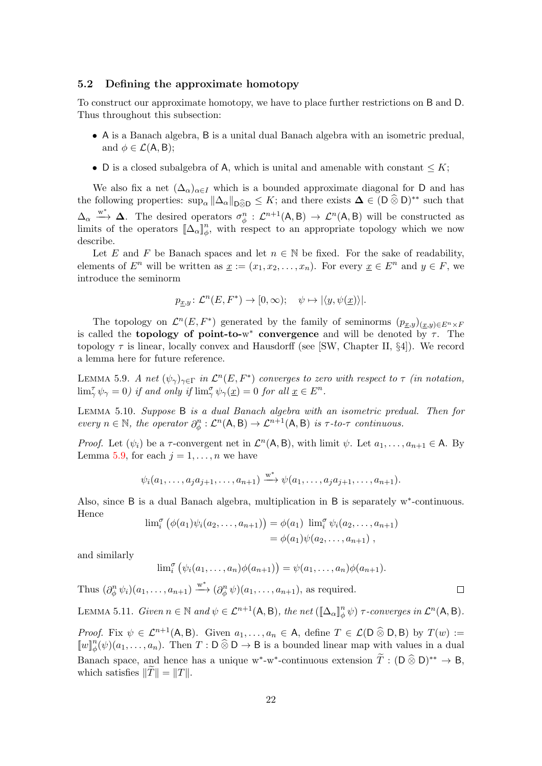### 5.2 Defining the approximate homotopy

To construct our approximate homotopy, we have to place further restrictions on $\mathsf{B}$ and $\mathsf{D}$. Thus throughout this subsection:

- $\mathsf{A}$ is a Banach algebra, $\mathsf{B}$ is a unital dual Banach algebra with an isometric predual, and $\phi \in \mathcal{L}(\mathsf{A}, \mathsf{B})$;
- $\mathsf{D}$ is a closed subalgebra of $\mathsf{A}$, which is unital and amenable with constant $\leq K$;

We also fix a net $(\Delta_\alpha)_{\alpha \in I}$ which is a bounded approximate diagonal for $\mathsf{D}$ and has the following properties: $\sup_\alpha \|\Delta_\alpha\|_{\mathsf{D}\widehat{\otimes}\mathsf{D}} \leq K$; and there exists $\boldsymbol{\Delta} \in (\mathsf{D} \mathbin{\widehat{\otimes}} \mathsf{D})^{**}$ such that $\Delta_\alpha \xrightarrow{\mathrm{w}^*} \boldsymbol{\Delta}$. The desired operators $\sigma^n_\phi : \mathcal{L}^{n+1}(\mathsf{A}, \mathsf{B}) \to \mathcal{L}^n(\mathsf{A}, \mathsf{B})$ will be constructed as limits of the operators $[\![\Delta_\alpha]\!]^n_\phi$, with respect to an appropriate topology which we now describe.

Let $E$ and $F$ be Banach spaces and let $n \in \mathbb{N}$ be fixed. For the sake of readability, elements of $E^n$ will be written as $\underline{x} := (x_1, x_2, \ldots, x_n)$. For every $\underline{x} \in E^n$ and $y \in F$, we introduce the seminorm

$$p_{\underline{x},y} \colon \mathcal{L}^n(E, F^*) \to [0, \infty); \quad \psi \mapsto |\langle y, \psi(\underline{x})\rangle|.$$

The topology on $\mathcal{L}^n(E, F^*)$ generated by the family of seminorms $(p_{\underline{x},y})_{(\underline{x},y)\in E^n \times F}$ is called the **topology of point-to-w$^*$ convergence** and will be denoted by $\tau$. The topology $\tau$ is linear, locally convex and Hausdorff (see [SW, Chapter II, §4]). We record a lemma here for future reference.

LEMMA 5.9. *A net $(\psi_\gamma)_{\gamma\in\Gamma}$ in $\mathcal{L}^n(E, F^*)$ converges to zero with respect to $\tau$ (in notation, $\lim^\tau_\gamma \psi_\gamma = 0$) if and only if $\lim^\sigma_\gamma \psi_\gamma(\underline{x}) = 0$ for all $\underline{x} \in E^n$.*

LEMMA 5.10. *Suppose $\mathsf{B}$ is a dual Banach algebra with an isometric predual. Then for every $n \in \mathbb{N}$, the operator $\partial^n_\phi : \mathcal{L}^n(\mathsf{A}, \mathsf{B}) \to \mathcal{L}^{n+1}(\mathsf{A}, \mathsf{B})$ is $\tau$-to-$\tau$ continuous.*

*Proof.* Let $(\psi_i)$ be a $\tau$-convergent net in $\mathcal{L}^n(\mathsf{A}, \mathsf{B})$, with limit $\psi$. Let $a_1, \ldots, a_{n+1} \in \mathsf{A}$. By Lemma 5.9, for each $j = 1, \ldots, n$ we have

$$\psi_i(a_1, \ldots, a_j a_{j+1}, \ldots, a_{n+1}) \xrightarrow{\mathrm{w}^*} \psi(a_1, \ldots, a_j a_{j+1}, \ldots, a_{n+1}).$$

Also, since $\mathsf{B}$ is a dual Banach algebra, multiplication in $\mathsf{B}$ is separately w$^*$-continuous. Hence

$$\begin{aligned} \lim{}^\sigma_i \big(\phi(a_1)\psi_i(a_2, \ldots, a_{n+1})\big) &= \phi(a_1) \ \lim{}^\sigma_i \psi_i(a_2, \ldots, a_{n+1}) \\ &= \phi(a_1)\psi(a_2, \ldots, a_{n+1}) \ , \end{aligned}$$

and similarly

$$\lim{}^\sigma_i \big(\psi_i(a_1, \ldots, a_n)\phi(a_{n+1})\big) = \psi(a_1, \ldots, a_n)\phi(a_{n+1}).$$

Thus $(\partial^n_\phi \psi_i)(a_1, \ldots, a_{n+1}) \xrightarrow{\mathrm{w}^*} (\partial^n_\phi \psi)(a_1, \ldots, a_{n+1})$, as required. $\square$

LEMMA 5.11. *Given $n \in \mathbb{N}$ and $\psi \in \mathcal{L}^{n+1}(\mathsf{A}, \mathsf{B})$, the net $([\![\Delta_\alpha]\!]^n_\phi \psi)$ $\tau$-converges in $\mathcal{L}^n(\mathsf{A}, \mathsf{B})$.*

*Proof.* Fix $\psi \in \mathcal{L}^{n+1}(\mathsf{A}, \mathsf{B})$. Given $a_1, \ldots, a_n \in \mathsf{A}$, define $T \in \mathcal{L}(\mathsf{D} \mathbin{\widehat{\otimes}} \mathsf{D}, \mathsf{B})$ by $T(w) := [\![w]\!]^n_\phi(\psi)(a_1, \ldots, a_n)$. Then $T : \mathsf{D} \mathbin{\widehat{\otimes}} \mathsf{D} \to \mathsf{B}$ is a bounded linear map with values in a dual Banach space, and hence has a unique w$^*$-w$^*$-continuous extension $\widetilde{T} : (\mathsf{D} \mathbin{\widehat{\otimes}} \mathsf{D})^{**} \to \mathsf{B}$, which satisfies $\|\widetilde{T}\| = \|T\|$.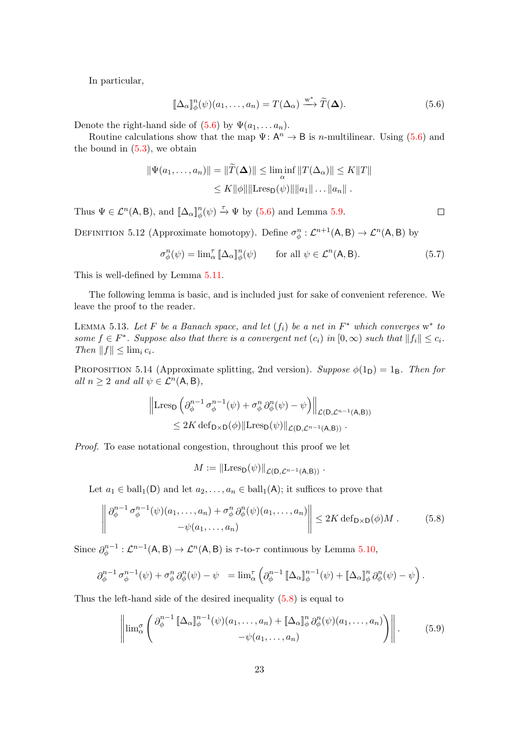In particular,

$$[\![\Delta_\alpha]\!]^n_\phi(\psi)(a_1,\dots,a_n) = T(\Delta_\alpha) \xrightarrow{\mathrm{w}^*} \widetilde{T}(\boldsymbol{\Delta}). \tag{5.6}$$

Denote the right-hand side of (5.6) by $\Psi(a_1,\dots a_n)$.

Routine calculations show that the map $\Psi\colon \mathsf{A}^n \to \mathsf{B}$ is $n$-multilinear. Using (5.6) and the bound in (5.3), we obtain

$$\begin{aligned}\|\Psi(a_1,\dots,a_n)\| = \|\widetilde{T}(\boldsymbol{\Delta})\| &\le \liminf_\alpha \|T(\Delta_\alpha)\| \le K\|T\| \\ &\le K\|\phi\|\|\mathrm{Lres}_{\mathsf{D}}(\psi)\|\|a_1\|\dots\|a_n\| \,.\end{aligned}$$

Thus $\Psi \in \mathcal{L}^n(\mathsf{A},\mathsf{B})$, and $[\![\Delta_\alpha]\!]^n_\phi(\psi) \xrightarrow{\tau} \Psi$ by (5.6) and Lemma 5.9. ☐

Definition 5.12 (Approximate homotopy). Define $\sigma^n_\phi : \mathcal{L}^{n+1}(\mathsf{A},\mathsf{B}) \to \mathcal{L}^n(\mathsf{A},\mathsf{B})$ by

$$\sigma^n_\phi(\psi) = \lim\nolimits^\tau_\alpha [\![\Delta_\alpha]\!]^n_\phi(\psi) \qquad \text{for all } \psi \in \mathcal{L}^n(\mathsf{A},\mathsf{B}). \tag{5.7}$$

This is well-defined by Lemma 5.11.

The following lemma is basic, and is included just for sake of convenient reference. We leave the proof to the reader.

Lemma 5.13. *Let $F$ be a Banach space, and let $(f_i)$ be a net in $F^*$ which converges $\mathrm{w}^*$ to some $f \in F^*$. Suppose also that there is a convergent net $(c_i)$ in $[0,\infty)$ such that $\|f_i\| \le c_i$. Then $\|f\| \le \lim_i c_i$.*

Proposition 5.14 (Approximate splitting, 2nd version). *Suppose $\phi(1_{\mathsf{D}}) = 1_{\mathsf{B}}$. Then for all $n \ge 2$ and all $\psi \in \mathcal{L}^n(\mathsf{A},\mathsf{B})$,*

$$\begin{aligned}&\left\|\mathrm{Lres}_{\mathsf{D}}\left(\partial^{n-1}_\phi\,\sigma^{n-1}_\phi(\psi) + \sigma^n_\phi\,\partial^n_\phi(\psi) - \psi\right)\right\|_{\mathcal{L}(\mathsf{D},\mathcal{L}^{n-1}(\mathsf{A},\mathsf{B}))} \\ &\qquad \le 2K\,\mathrm{def}_{\mathsf{D}\times\mathsf{D}}(\phi)\|\mathrm{Lres}_{\mathsf{D}}(\psi)\|_{\mathcal{L}(\mathsf{D},\mathcal{L}^{n-1}(\mathsf{A},\mathsf{B}))}\,.\end{aligned}$$

*Proof.* To ease notational congestion, throughout this proof we let

$$M := \|\mathrm{Lres}_{\mathsf{D}}(\psi)\|_{\mathcal{L}(\mathsf{D},\mathcal{L}^{n-1}(\mathsf{A},\mathsf{B}))}\,.$$

Let $a_1 \in \mathrm{ball}_1(\mathsf{D})$ and let $a_2,\dots,a_n \in \mathrm{ball}_1(\mathsf{A})$; it suffices to prove that

$$\left\|\begin{matrix}\partial^{n-1}_\phi\,\sigma^{n-1}_\phi(\psi)(a_1,\dots,a_n) + \sigma^n_\phi\,\partial^n_\phi(\psi)(a_1,\dots,a_n) \\ -\psi(a_1,\dots,a_n)\end{matrix}\right\| \le 2K\,\mathrm{def}_{\mathsf{D}\times\mathsf{D}}(\phi)M\,. \tag{5.8}$$

Since $\partial^{n-1}_\phi : \mathcal{L}^{n-1}(\mathsf{A},\mathsf{B}) \to \mathcal{L}^n(\mathsf{A},\mathsf{B})$ is $\tau$-to-$\tau$ continuous by Lemma 5.10,

$$\partial^{n-1}_\phi\,\sigma^{n-1}_\phi(\psi) + \sigma^n_\phi\,\partial^n_\phi(\psi) - \psi \;= \lim\nolimits^\tau_\alpha \left(\partial^{n-1}_\phi\,[\![\Delta_\alpha]\!]^{n-1}_\phi(\psi) + [\![\Delta_\alpha]\!]^n_\phi\,\partial^n_\phi(\psi) - \psi\right).$$

Thus the left-hand side of the desired inequality (5.8) is equal to

$$\left\|\lim\nolimits^\sigma_\alpha\left(\begin{matrix}\partial^{n-1}_\phi\,[\![\Delta_\alpha]\!]^{n-1}_\phi(\psi)(a_1,\dots,a_n) + [\![\Delta_\alpha]\!]^n_\phi\,\partial^n_\phi(\psi)(a_1,\dots,a_n) \\ -\psi(a_1,\dots,a_n)\end{matrix}\right)\right\|. \tag{5.9}$$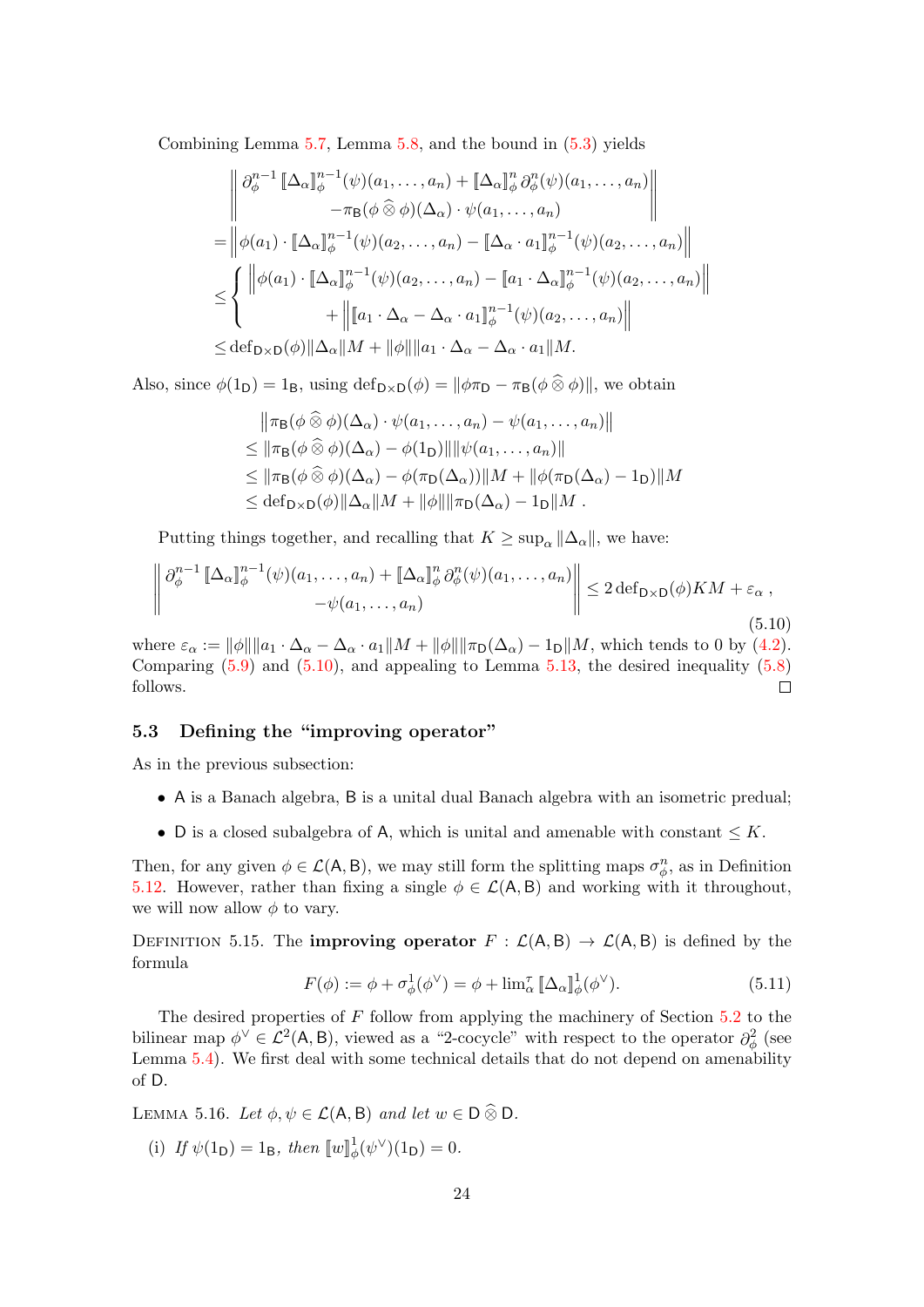Combining Lemma 5.7, Lemma 5.8, and the bound in (5.3) yields

$$
\begin{aligned}
&\left\| \begin{matrix} \partial_\phi^{n-1} [\![\Delta_\alpha]\!]_\phi^{n-1}(\psi)(a_1,\dots,a_n) + [\![\Delta_\alpha]\!]_\phi^n \, \partial_\phi^n(\psi)(a_1,\dots,a_n) \\ -\pi_{\mathsf{B}}(\phi \mathbin{\widehat{\otimes}} \phi)(\Delta_\alpha)\cdot \psi(a_1,\dots,a_n) \end{matrix} \right\| \\
&= \left\| \phi(a_1)\cdot [\![\Delta_\alpha]\!]_\phi^{n-1}(\psi)(a_2,\dots,a_n) - [\![\Delta_\alpha \cdot a_1]\!]_\phi^{n-1}(\psi)(a_2,\dots,a_n) \right\| \\
&\leq \left\{ \begin{matrix} \left\| \phi(a_1)\cdot [\![\Delta_\alpha]\!]_\phi^{n-1}(\psi)(a_2,\dots,a_n) - [\![a_1 \cdot \Delta_\alpha]\!]_\phi^{n-1}(\psi)(a_2,\dots,a_n) \right\| \\ + \left\| [\![a_1\cdot \Delta_\alpha - \Delta_\alpha \cdot a_1]\!]_\phi^{n-1}(\psi)(a_2,\dots,a_n) \right\| \end{matrix} \right. \\
&\leq \operatorname{def}_{\mathsf{D}\times\mathsf{D}}(\phi)\|\Delta_\alpha\| M + \|\phi\| \|a_1\cdot\Delta_\alpha - \Delta_\alpha\cdot a_1\| M.
\end{aligned}
$$

Also, since $\phi(1_{\mathsf{D}}) = 1_{\mathsf{B}}$, using $\operatorname{def}_{\mathsf{D}\times\mathsf{D}}(\phi) = \|\phi\pi_{\mathsf{D}} - \pi_{\mathsf{B}}(\phi\mathbin{\widehat{\otimes}}\phi)\|$, we obtain

$$
\begin{aligned}
&\left\| \pi_{\mathsf{B}}(\phi\mathbin{\widehat{\otimes}}\phi)(\Delta_\alpha)\cdot\psi(a_1,\dots,a_n) - \psi(a_1,\dots,a_n) \right\| \\
&\leq \|\pi_{\mathsf{B}}(\phi\mathbin{\widehat{\otimes}}\phi)(\Delta_\alpha) - \phi(1_{\mathsf{D}})\| \|\psi(a_1,\dots,a_n)\| \\
&\leq \|\pi_{\mathsf{B}}(\phi\mathbin{\widehat{\otimes}}\phi)(\Delta_\alpha) - \phi(\pi_{\mathsf{D}}(\Delta_\alpha))\| M + \|\phi(\pi_{\mathsf{D}}(\Delta_\alpha) - 1_{\mathsf{D}})\| M \\
&\leq \operatorname{def}_{\mathsf{D}\times\mathsf{D}}(\phi)\|\Delta_\alpha\| M + \|\phi\| \|\pi_{\mathsf{D}}(\Delta_\alpha) - 1_{\mathsf{D}}\| M\ .
\end{aligned}
$$

Putting things together, and recalling that $K \geq \sup_\alpha \|\Delta_\alpha\|$, we have:

$$
\left\| \begin{matrix} \partial_\phi^{n-1} [\![\Delta_\alpha]\!]_\phi^{n-1}(\psi)(a_1,\dots,a_n) + [\![\Delta_\alpha]\!]_\phi^n \, \partial_\phi^n(\psi)(a_1,\dots,a_n) \\ -\psi(a_1,\dots,a_n) \end{matrix} \right\| \leq 2\operatorname{def}_{\mathsf{D}\times\mathsf{D}}(\phi) K M + \varepsilon_\alpha\ , \tag{5.10}
$$

where $\varepsilon_\alpha := \|\phi\|\|a_1\cdot\Delta_\alpha - \Delta_\alpha\cdot a_1\| M + \|\phi\|\|\pi_{\mathsf{D}}(\Delta_\alpha) - 1_{\mathsf{D}}\| M$, which tends to 0 by (4.2). Comparing (5.9) and (5.10), and appealing to Lemma 5.13, the desired inequality (5.8) follows. ☐

### 5.3 Defining the "improving operator"

As in the previous subsection:

- $\mathsf{A}$ is a Banach algebra, $\mathsf{B}$ is a unital dual Banach algebra with an isometric predual;
- $\mathsf{D}$ is a closed subalgebra of $\mathsf{A}$, which is unital and amenable with constant $\leq K$.

Then, for any given $\phi \in \mathcal{L}(\mathsf{A},\mathsf{B})$, we may still form the splitting maps $\sigma_\phi^n$, as in Definition 5.12. However, rather than fixing a single $\phi \in \mathcal{L}(\mathsf{A},\mathsf{B})$ and working with it throughout, we will now allow $\phi$ to vary.

Definition 5.15. The **improving operator** $F : \mathcal{L}(\mathsf{A},\mathsf{B}) \to \mathcal{L}(\mathsf{A},\mathsf{B})$ is defined by the formula

$$
F(\phi) := \phi + \sigma_\phi^1(\phi^\vee) = \phi + \lim\nolimits_\alpha^\tau [\![\Delta_\alpha]\!]_\phi^1(\phi^\vee). \tag{5.11}
$$

The desired properties of $F$ follow from applying the machinery of Section 5.2 to the bilinear map $\phi^\vee \in \mathcal{L}^2(\mathsf{A},\mathsf{B})$, viewed as a "2-cocycle" with respect to the operator $\partial_\phi^2$ (see Lemma 5.4). We first deal with some technical details that do not depend on amenability of $\mathsf{D}$.

Lemma 5.16. *Let $\phi,\psi \in \mathcal{L}(\mathsf{A},\mathsf{B})$ and let $w \in \mathsf{D}\mathbin{\widehat{\otimes}}\mathsf{D}$.*

(i) *If $\psi(1_{\mathsf{D}}) = 1_{\mathsf{B}}$, then $[\![w]\!]_\phi^1(\psi^\vee)(1_{\mathsf{D}}) = 0$.*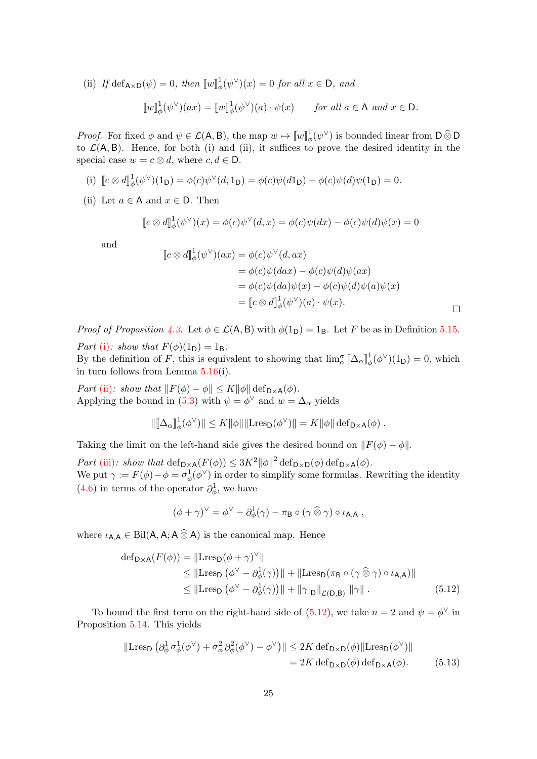(ii) *If* $\operatorname{def}_{\mathsf{A}\times\mathsf{D}}(\psi) = 0$*, then* $[\![w]\!]^1_\phi(\psi^\vee)(x) = 0$ *for all* $x \in \mathsf{D}$*, and*

$$[\![w]\!]^1_\phi(\psi^\vee)(ax) = [\![w]\!]^1_\phi(\psi^\vee)(a) \cdot \psi(x) \qquad \text{for all } a \in \mathsf{A} \text{ and } x \in \mathsf{D}.$$

*Proof.* For fixed $\phi$ and $\psi \in \mathcal{L}(\mathsf{A},\mathsf{B})$, the map $w \mapsto [\![w]\!]^1_\phi(\psi^\vee)$ is bounded linear from $\mathsf{D}\widehat{\otimes}\mathsf{D}$ to $\mathcal{L}(\mathsf{A},\mathsf{B})$. Hence, for both (i) and (ii), it suffices to prove the desired identity in the special case $w = c \otimes d$, where $c, d \in \mathsf{D}$.

(i) $[\![c\otimes d]\!]^1_\phi(\psi^\vee)(1_\mathsf{D}) = \phi(c)\psi^\vee(d, 1_\mathsf{D}) = \phi(c)\psi(d1_\mathsf{D}) - \phi(c)\psi(d)\psi(1_\mathsf{D}) = 0.$

(ii) Let $a \in \mathsf{A}$ and $x \in \mathsf{D}$. Then

$$[\![c\otimes d]\!]^1_\phi(\psi^\vee)(x) = \phi(c)\psi^\vee(d,x) = \phi(c)\psi(dx) - \phi(c)\psi(d)\psi(x) = 0$$

and

$$\begin{aligned}
[\![c\otimes d]\!]^1_\phi(\psi^\vee)(ax) &= \phi(c)\psi^\vee(d,ax)\\
&= \phi(c)\psi(dax) - \phi(c)\psi(d)\psi(ax)\\
&= \phi(c)\psi(da)\psi(x) - \phi(c)\psi(d)\psi(a)\psi(x)\\
&= [\![c\otimes d]\!]^1_\phi(\psi^\vee)(a)\cdot\psi(x).
\end{aligned}$$

∎

*Proof of Proposition 4.3.* Let $\phi \in \mathcal{L}(\mathsf{A},\mathsf{B})$ with $\phi(1_\mathsf{D}) = 1_\mathsf{B}$. Let $F$ be as in Definition 5.15.

*Part (i): show that* $F(\phi)(1_\mathsf{D}) = 1_\mathsf{B}$.
By the definition of $F$, this is equivalent to showing that $\lim^\sigma_\alpha [\![\Delta_\alpha]\!]^1_\phi(\phi^\vee)(1_\mathsf{D}) = 0$, which in turn follows from Lemma 5.16(i).

*Part (ii): show that* $\|F(\phi) - \phi\| \le K\|\phi\| \operatorname{def}_{\mathsf{D}\times\mathsf{A}}(\phi)$.
Applying the bound in (5.3) with $\psi = \phi^\vee$ and $w = \Delta_\alpha$ yields

$$\|[\![\Delta_\alpha]\!]^1_\phi(\phi^\vee)\| \le K\|\phi\|\|\operatorname{Lres}_\mathsf{D}(\phi^\vee)\| = K\|\phi\| \operatorname{def}_{\mathsf{D}\times\mathsf{A}}(\phi)\,.$$

Taking the limit on the left-hand side gives the desired bound on $\|F(\phi)-\phi\|$.

*Part (iii): show that* $\operatorname{def}_{\mathsf{D}\times\mathsf{A}}(F(\phi)) \le 3K^2\|\phi\|^2 \operatorname{def}_{\mathsf{D}\times\mathsf{D}}(\phi)\operatorname{def}_{\mathsf{D}\times\mathsf{A}}(\phi)$.
We put $\gamma := F(\phi) - \phi = \sigma^1_\phi(\phi^\vee)$ in order to simplify some formulas. Rewriting the identity (4.6) in terms of the operator $\partial^1_\phi$, we have

$$(\phi+\gamma)^\vee = \phi^\vee - \partial^1_\phi(\gamma) - \pi_\mathsf{B}\circ(\gamma\,\widehat{\otimes}\,\gamma)\circ\iota_{\mathsf{A},\mathsf{A}}\,,$$

where $\iota_{\mathsf{A},\mathsf{A}} \in \operatorname{Bil}(\mathsf{A},\mathsf{A};\mathsf{A}\,\widehat{\otimes}\,\mathsf{A})$ is the canonical map. Hence

$$\begin{aligned}
\operatorname{def}_{\mathsf{D}\times\mathsf{A}}(F(\phi)) &= \|\operatorname{Lres}_\mathsf{D}(\phi+\gamma)^\vee\|\\
&\le \|\operatorname{Lres}_\mathsf{D}\left(\phi^\vee - \partial^1_\phi(\gamma)\right)\| + \|\operatorname{Lres}_\mathsf{D}(\pi_\mathsf{B}\circ(\gamma\,\widehat{\otimes}\,\gamma)\circ\iota_{\mathsf{A},\mathsf{A}})\|\\
&\le \|\operatorname{Lres}_\mathsf{D}\left(\phi^\vee - \partial^1_\phi(\gamma)\right)\| + \|\gamma|_\mathsf{D}\|_{\mathcal{L}(\mathsf{D},\mathsf{B})}\,\|\gamma\|\,. \qquad (5.12)
\end{aligned}$$

To bound the first term on the right-hand side of (5.12), we take $n = 2$ and $\psi = \phi^\vee$ in Proposition 5.14. This yields

$$\begin{aligned}
\|\operatorname{Lres}_\mathsf{D}\left(\partial^1_\phi\,\sigma^1_\phi(\phi^\vee) + \sigma^2_\phi\,\partial^2_\phi(\phi^\vee) - \phi^\vee\right)\| &\le 2K\operatorname{def}_{\mathsf{D}\times\mathsf{D}}(\phi)\|\operatorname{Lres}_\mathsf{D}(\phi^\vee)\|\\
&= 2K\operatorname{def}_{\mathsf{D}\times\mathsf{D}}(\phi)\operatorname{def}_{\mathsf{D}\times\mathsf{A}}(\phi). \qquad (5.13)
\end{aligned}$$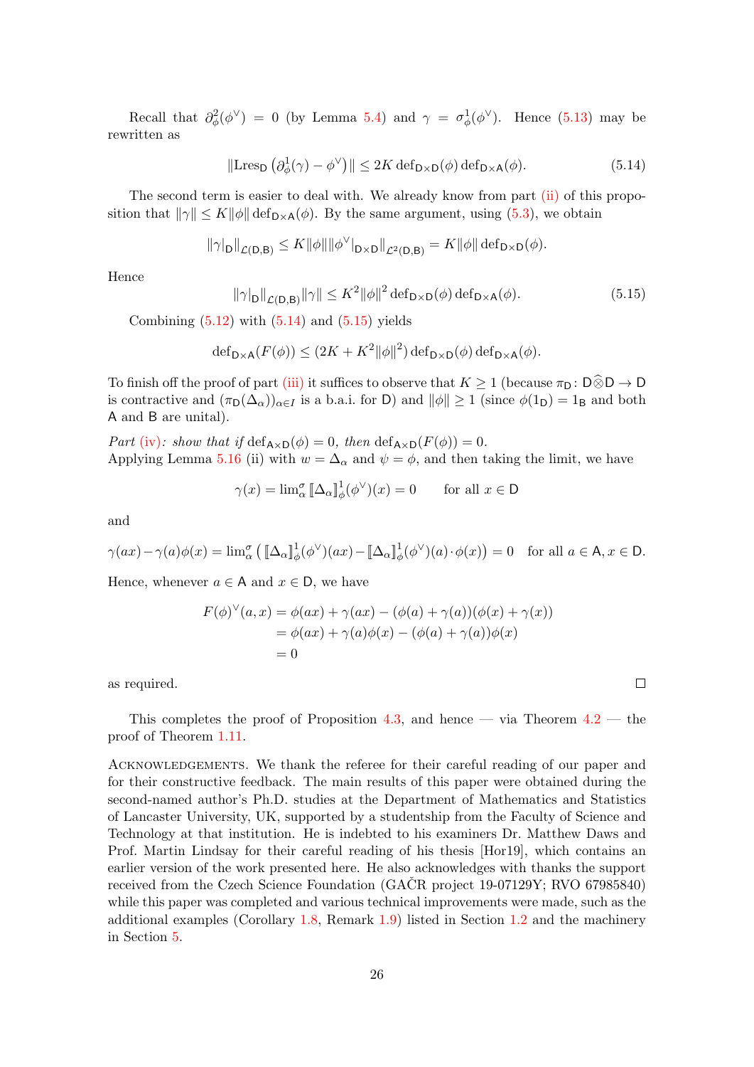Recall that $\partial^2_\phi(\phi^\vee) = 0$ (by Lemma 5.4) and $\gamma = \sigma^1_\phi(\phi^\vee)$. Hence (5.13) may be rewritten as

$$\|\mathrm{Lres}_{\mathsf{D}}\left(\partial^1_\phi(\gamma) - \phi^\vee\right)\| \leq 2K \operatorname{def}_{\mathsf{D}\times\mathsf{D}}(\phi) \operatorname{def}_{\mathsf{D}\times\mathsf{A}}(\phi). \tag{5.14}$$

The second term is easier to deal with. We already know from part (ii) of this proposition that $\|\gamma\| \leq K\|\phi\| \operatorname{def}_{\mathsf{D}\times\mathsf{A}}(\phi)$. By the same argument, using (5.3), we obtain

$$\|\gamma|_{\mathsf{D}}\|_{\mathcal{L}(\mathsf{D},\mathsf{B})} \leq K\|\phi\| \|\phi^\vee|_{\mathsf{D}\times\mathsf{D}}\|_{\mathcal{L}^2(\mathsf{D},\mathsf{B})} = K\|\phi\| \operatorname{def}_{\mathsf{D}\times\mathsf{D}}(\phi).$$

Hence

$$\|\gamma|_{\mathsf{D}}\|_{\mathcal{L}(\mathsf{D},\mathsf{B})}\|\gamma\| \leq K^2\|\phi\|^2 \operatorname{def}_{\mathsf{D}\times\mathsf{D}}(\phi) \operatorname{def}_{\mathsf{D}\times\mathsf{A}}(\phi). \tag{5.15}$$

Combining (5.12) with (5.14) and (5.15) yields

$$\operatorname{def}_{\mathsf{D}\times\mathsf{A}}(F(\phi)) \leq (2K + K^2\|\phi\|^2) \operatorname{def}_{\mathsf{D}\times\mathsf{D}}(\phi) \operatorname{def}_{\mathsf{D}\times\mathsf{A}}(\phi).$$

To finish off the proof of part (iii) it suffices to observe that $K \geq 1$ (because $\pi_{\mathsf{D}}\colon \mathsf{D}\widehat{\otimes}\mathsf{D} \to \mathsf{D}$ is contractive and $(\pi_{\mathsf{D}}(\Delta_\alpha))_{\alpha\in I}$ is a b.a.i. for $\mathsf{D}$) and $\|\phi\| \geq 1$ (since $\phi(1_{\mathsf{D}}) = 1_{\mathsf{B}}$ and both $\mathsf{A}$ and $\mathsf{B}$ are unital).

*Part (iv): show that if* $\operatorname{def}_{\mathsf{A}\times\mathsf{D}}(\phi) = 0$*, then* $\operatorname{def}_{\mathsf{A}\times\mathsf{D}}(F(\phi)) = 0$.
Applying Lemma 5.16 (ii) with $w = \Delta_\alpha$ and $\psi = \phi$, and then taking the limit, we have

$$\gamma(x) = \lim\nolimits^\sigma_\alpha \, [\![\Delta_\alpha]\!]^1_\phi(\phi^\vee)(x) = 0 \qquad \text{for all } x \in \mathsf{D}$$

and

$$\gamma(ax) - \gamma(a)\phi(x) = \lim\nolimits^\sigma_\alpha \left( [\![\Delta_\alpha]\!]^1_\phi(\phi^\vee)(ax) - [\![\Delta_\alpha]\!]^1_\phi(\phi^\vee)(a)\cdot\phi(x)\right) = 0 \quad \text{for all } a \in \mathsf{A}, x \in \mathsf{D}.$$

Hence, whenever $a \in \mathsf{A}$ and $x \in \mathsf{D}$, we have

$$\begin{aligned}
F(\phi)^\vee(a,x) &= \phi(ax) + \gamma(ax) - (\phi(a) + \gamma(a))(\phi(x) + \gamma(x)) \\
&= \phi(ax) + \gamma(a)\phi(x) - (\phi(a) + \gamma(a))\phi(x) \\
&= 0
\end{aligned}$$

as required. ∎

This completes the proof of Proposition 4.3, and hence — via Theorem 4.2 — the proof of Theorem 1.11.

Acknowledgements. We thank the referee for their careful reading of our paper and for their constructive feedback. The main results of this paper were obtained during the second-named author's Ph.D. studies at the Department of Mathematics and Statistics of Lancaster University, UK, supported by a studentship from the Faculty of Science and Technology at that institution. He is indebted to his examiners Dr. Matthew Daws and Prof. Martin Lindsay for their careful reading of his thesis [Hor19], which contains an earlier version of the work presented here. He also acknowledges with thanks the support received from the Czech Science Foundation (GAČR project 19-07129Y; RVO 67985840) while this paper was completed and various technical improvements were made, such as the additional examples (Corollary 1.8, Remark 1.9) listed in Section 1.2 and the machinery in Section 5.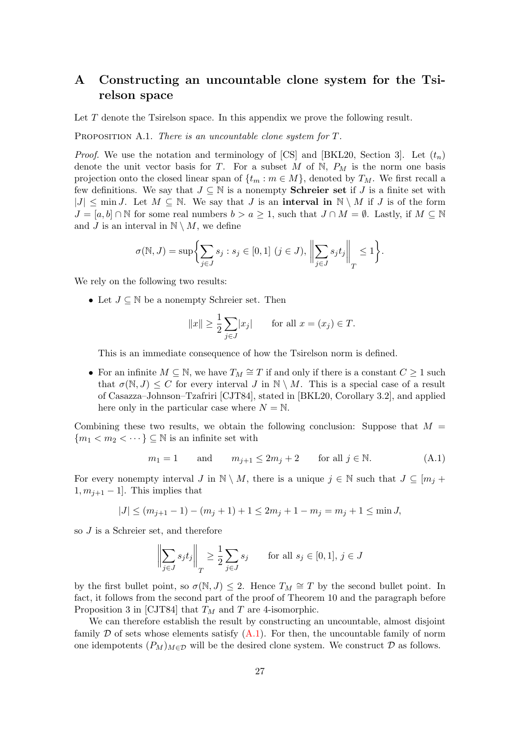# A Constructing an uncountable clone system for the Tsirelson space

Let $T$ denote the Tsirelson space. In this appendix we prove the following result.

PROPOSITION A.1. *There is an uncountable clone system for $T$.*

*Proof.* We use the notation and terminology of [CS] and [BKL20, Section 3]. Let $(t_n)$ denote the unit vector basis for $T$. For a subset $M$ of $\mathbb{N}$, $P_M$ is the norm one basis projection onto the closed linear span of $\{t_m : m \in M\}$, denoted by $T_M$. We first recall a few definitions. We say that $J \subseteq \mathbb{N}$ is a nonempty **Schreier set** if $J$ is a finite set with $|J| \leq \min J$. Let $M \subseteq \mathbb{N}$. We say that $J$ is an **interval in** $\mathbb{N} \setminus M$ if $J$ is of the form $J = [a, b] \cap \mathbb{N}$ for some real numbers $b > a \geq 1$, such that $J \cap M = \emptyset$. Lastly, if $M \subseteq \mathbb{N}$ and $J$ is an interval in $\mathbb{N} \setminus M$, we define

$$\sigma(\mathbb{N}, J) = \sup\bigg\{\sum_{j\in J} s_j : s_j \in [0,1] \ (j \in J), \ \Big\|\sum_{j\in J} s_j t_j\Big\|_T \leq 1\bigg\}.$$

We rely on the following two results:

- Let $J \subseteq \mathbb{N}$ be a nonempty Schreier set. Then

$$\|x\| \geq \frac{1}{2}\sum_{j\in J}|x_j| \qquad \text{for all } x = (x_j) \in T.$$

  This is an immediate consequence of how the Tsirelson norm is defined.

- For an infinite $M \subseteq \mathbb{N}$, we have $T_M \cong T$ if and only if there is a constant $C \geq 1$ such that $\sigma(\mathbb{N}, J) \leq C$ for every interval $J$ in $\mathbb{N} \setminus M$. This is a special case of a result of Casazza–Johnson–Tzafriri [CJT84], stated in [BKL20, Corollary 3.2], and applied here only in the particular case where $N = \mathbb{N}$.

Combining these two results, we obtain the following conclusion: Suppose that $M = \{m_1 < m_2 < \cdots\} \subseteq \mathbb{N}$ is an infinite set with

$$m_1 = 1 \qquad \text{and} \qquad m_{j+1} \leq 2m_j + 2 \qquad \text{for all } j \in \mathbb{N}. \tag{A.1}$$

For every nonempty interval $J$ in $\mathbb{N} \setminus M$, there is a unique $j \in \mathbb{N}$ such that $J \subseteq [m_j + 1, m_{j+1} - 1]$. This implies that

$$|J| \leq (m_{j+1} - 1) - (m_j + 1) + 1 \leq 2m_j + 1 - m_j = m_j + 1 \leq \min J,$$

so $J$ is a Schreier set, and therefore

$$\Big\|\sum_{j\in J} s_j t_j\Big\|_T \geq \frac{1}{2}\sum_{j\in J} s_j \qquad \text{for all } s_j \in [0,1],\ j \in J$$

by the first bullet point, so $\sigma(\mathbb{N}, J) \leq 2$. Hence $T_M \cong T$ by the second bullet point. In fact, it follows from the second part of the proof of Theorem 10 and the paragraph before Proposition 3 in [CJT84] that $T_M$ and $T$ are 4-isomorphic.

We can therefore establish the result by constructing an uncountable, almost disjoint family $\mathcal{D}$ of sets whose elements satisfy (A.1). For then, the uncountable family of norm one idempotents $(P_M)_{M\in\mathcal{D}}$ will be the desired clone system. We construct $\mathcal{D}$ as follows.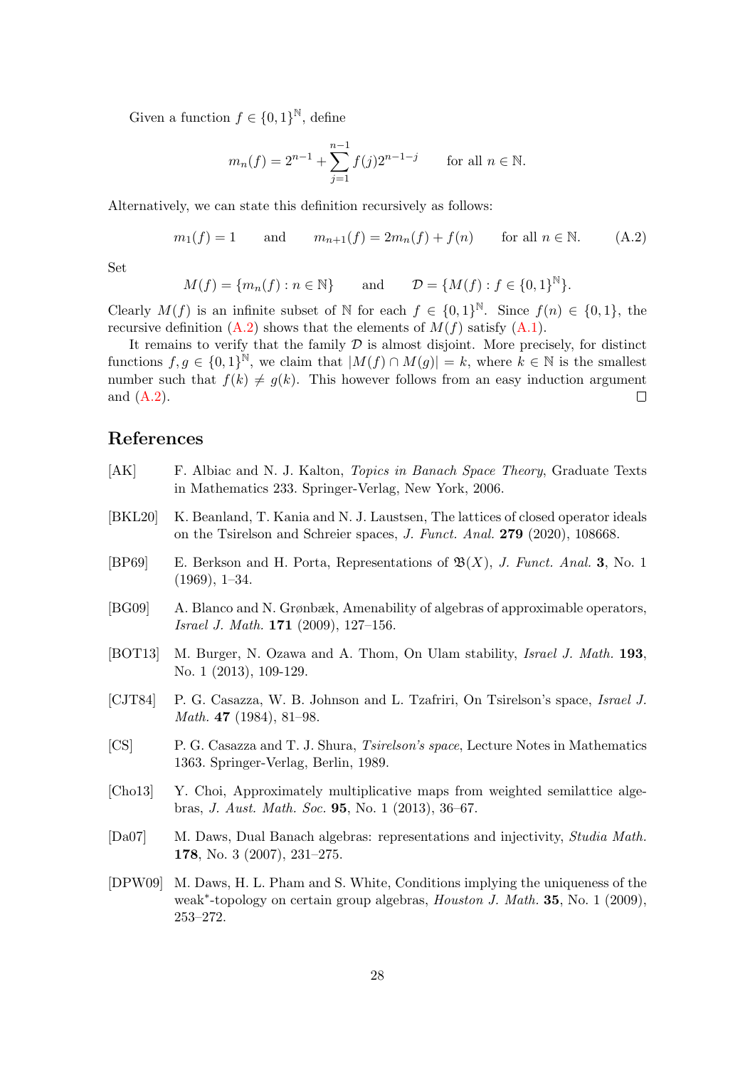Given a function $f \in \{0,1\}^{\mathbb{N}}$, define

$$m_n(f) = 2^{n-1} + \sum_{j=1}^{n-1} f(j) 2^{n-1-j} \qquad \text{for all } n \in \mathbb{N}.$$

Alternatively, we can state this definition recursively as follows:

$$m_1(f) = 1 \qquad \text{and} \qquad m_{n+1}(f) = 2m_n(f) + f(n) \qquad \text{for all } n \in \mathbb{N}. \tag{A.2}$$

Set

$$M(f) = \{m_n(f) : n \in \mathbb{N}\} \qquad \text{and} \qquad \mathcal{D} = \{M(f) : f \in \{0,1\}^{\mathbb{N}}\}.$$

Clearly $M(f)$ is an infinite subset of $\mathbb{N}$ for each $f \in \{0,1\}^{\mathbb{N}}$. Since $f(n) \in \{0,1\}$, the recursive definition (A.2) shows that the elements of $M(f)$ satisfy (A.1).

It remains to verify that the family $\mathcal{D}$ is almost disjoint. More precisely, for distinct functions $f, g \in \{0,1\}^{\mathbb{N}}$, we claim that $|M(f) \cap M(g)| = k$, where $k \in \mathbb{N}$ is the smallest number such that $f(k) \neq g(k)$. This however follows from an easy induction argument and (A.2). $\square$

## References

[AK] F. Albiac and N. J. Kalton, *Topics in Banach Space Theory*, Graduate Texts in Mathematics 233. Springer-Verlag, New York, 2006.

[BKL20] K. Beanland, T. Kania and N. J. Laustsen, The lattices of closed operator ideals on the Tsirelson and Schreier spaces, *J. Funct. Anal.* **279** (2020), 108668.

[BP69] E. Berkson and H. Porta, Representations of $\mathfrak{B}(X)$, *J. Funct. Anal.* **3**, No. 1 (1969), 1–34.

[BG09] A. Blanco and N. Grønbæk, Amenability of algebras of approximable operators, *Israel J. Math.* **171** (2009), 127–156.

[BOT13] M. Burger, N. Ozawa and A. Thom, On Ulam stability, *Israel J. Math.* **193**, No. 1 (2013), 109-129.

[CJT84] P. G. Casazza, W. B. Johnson and L. Tzafriri, On Tsirelson's space, *Israel J. Math.* **47** (1984), 81–98.

[CS] P. G. Casazza and T. J. Shura, *Tsirelson's space*, Lecture Notes in Mathematics 1363. Springer-Verlag, Berlin, 1989.

[Cho13] Y. Choi, Approximately multiplicative maps from weighted semilattice algebras, *J. Aust. Math. Soc.* **95**, No. 1 (2013), 36–67.

[Da07] M. Daws, Dual Banach algebras: representations and injectivity, *Studia Math.* **178**, No. 3 (2007), 231–275.

[DPW09] M. Daws, H. L. Pham and S. White, Conditions implying the uniqueness of the weak*-topology on certain group algebras, *Houston J. Math.* **35**, No. 1 (2009), 253–272.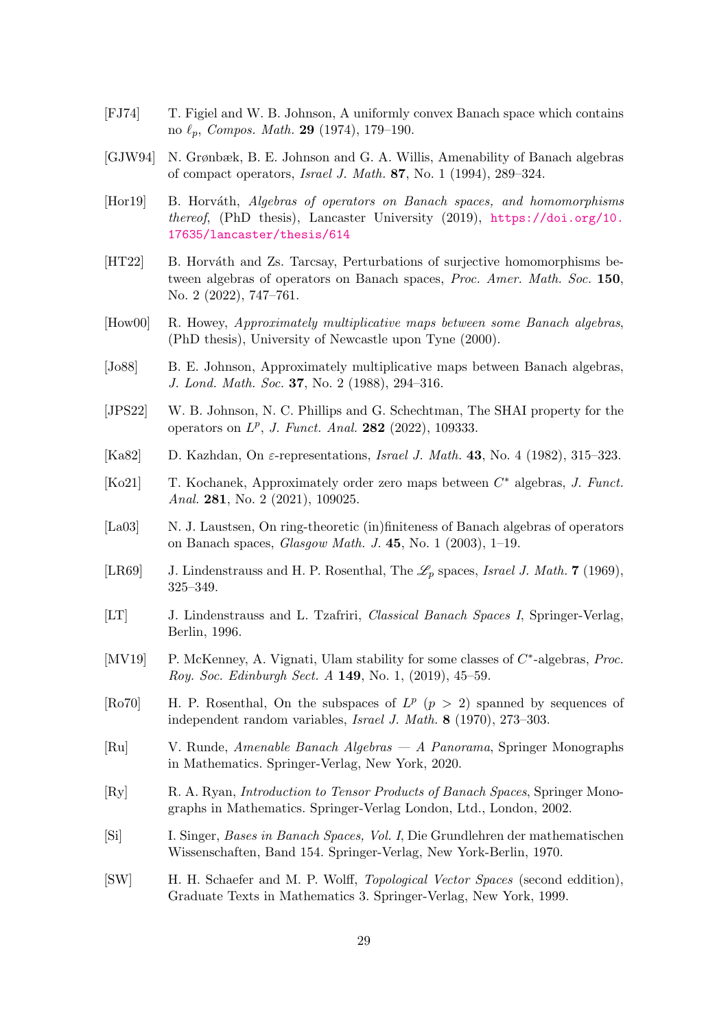[FJ74] T. Figiel and W. B. Johnson, A uniformly convex Banach space which contains no $\ell_p$, *Compos. Math.* **29** (1974), 179–190.

[GJW94] N. Grønbæk, B. E. Johnson and G. A. Willis, Amenability of Banach algebras of compact operators, *Israel J. Math.* **87**, No. 1 (1994), 289–324.

[Hor19] B. Horváth, *Algebras of operators on Banach spaces, and homomorphisms thereof*, (PhD thesis), Lancaster University (2019), https://doi.org/10.17635/lancaster/thesis/614

[HT22] B. Horváth and Zs. Tarcsay, Perturbations of surjective homomorphisms between algebras of operators on Banach spaces, *Proc. Amer. Math. Soc.* **150**, No. 2 (2022), 747–761.

[How00] R. Howey, *Approximately multiplicative maps between some Banach algebras*, (PhD thesis), University of Newcastle upon Tyne (2000).

[Jo88] B. E. Johnson, Approximately multiplicative maps between Banach algebras, *J. Lond. Math. Soc.* **37**, No. 2 (1988), 294–316.

[JPS22] W. B. Johnson, N. C. Phillips and G. Schechtman, The SHAI property for the operators on $L^p$, *J. Funct. Anal.* **282** (2022), 109333.

[Ka82] D. Kazhdan, On $\varepsilon$-representations, *Israel J. Math.* **43**, No. 4 (1982), 315–323.

[Ko21] T. Kochanek, Approximately order zero maps between $C^*$ algebras, *J. Funct. Anal.* **281**, No. 2 (2021), 109025.

[La03] N. J. Laustsen, On ring-theoretic (in)finiteness of Banach algebras of operators on Banach spaces, *Glasgow Math. J.* **45**, No. 1 (2003), 1–19.

[LR69] J. Lindenstrauss and H. P. Rosenthal, The $\mathscr{L}_p$ spaces, *Israel J. Math.* **7** (1969), 325–349.

[LT] J. Lindenstrauss and L. Tzafriri, *Classical Banach Spaces I*, Springer-Verlag, Berlin, 1996.

[MV19] P. McKenney, A. Vignati, Ulam stability for some classes of $C^*$-algebras, *Proc. Roy. Soc. Edinburgh Sect. A* **149**, No. 1, (2019), 45–59.

[Ro70] H. P. Rosenthal, On the subspaces of $L^p$ $(p > 2)$ spanned by sequences of independent random variables, *Israel J. Math.* **8** (1970), 273–303.

[Ru] V. Runde, *Amenable Banach Algebras — A Panorama*, Springer Monographs in Mathematics. Springer-Verlag, New York, 2020.

[Ry] R. A. Ryan, *Introduction to Tensor Products of Banach Spaces*, Springer Monographs in Mathematics. Springer-Verlag London, Ltd., London, 2002.

[Si] I. Singer, *Bases in Banach Spaces, Vol. I*, Die Grundlehren der mathematischen Wissenschaften, Band 154. Springer-Verlag, New York-Berlin, 1970.

[SW] H. H. Schaefer and M. P. Wolff, *Topological Vector Spaces* (second eddition), Graduate Texts in Mathematics 3. Springer-Verlag, New York, 1999.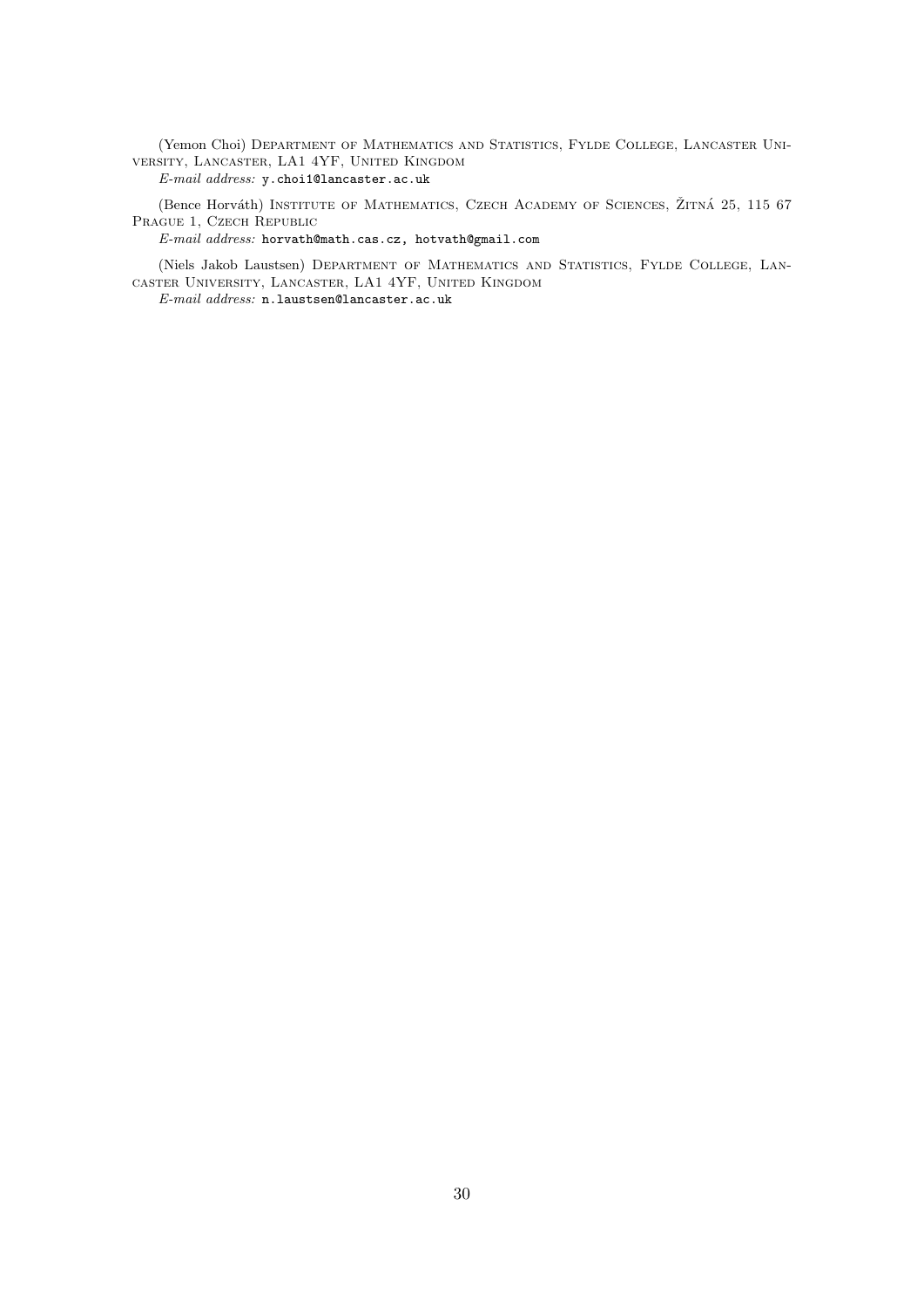(Yemon Choi) Department of Mathematics and Statistics, Fylde College, Lancaster University, Lancaster, LA1 4YF, United Kingdom

*E-mail address:* y.choi1@lancaster.ac.uk

(Bence Horváth) Institute of Mathematics, Czech Academy of Sciences, Žitná 25, 115 67 Prague 1, Czech Republic

*E-mail address:* horvath@math.cas.cz, hotvath@gmail.com

(Niels Jakob Laustsen) Department of Mathematics and Statistics, Fylde College, Lancaster University, Lancaster, LA1 4YF, United Kingdom

*E-mail address:* n.laustsen@lancaster.ac.uk